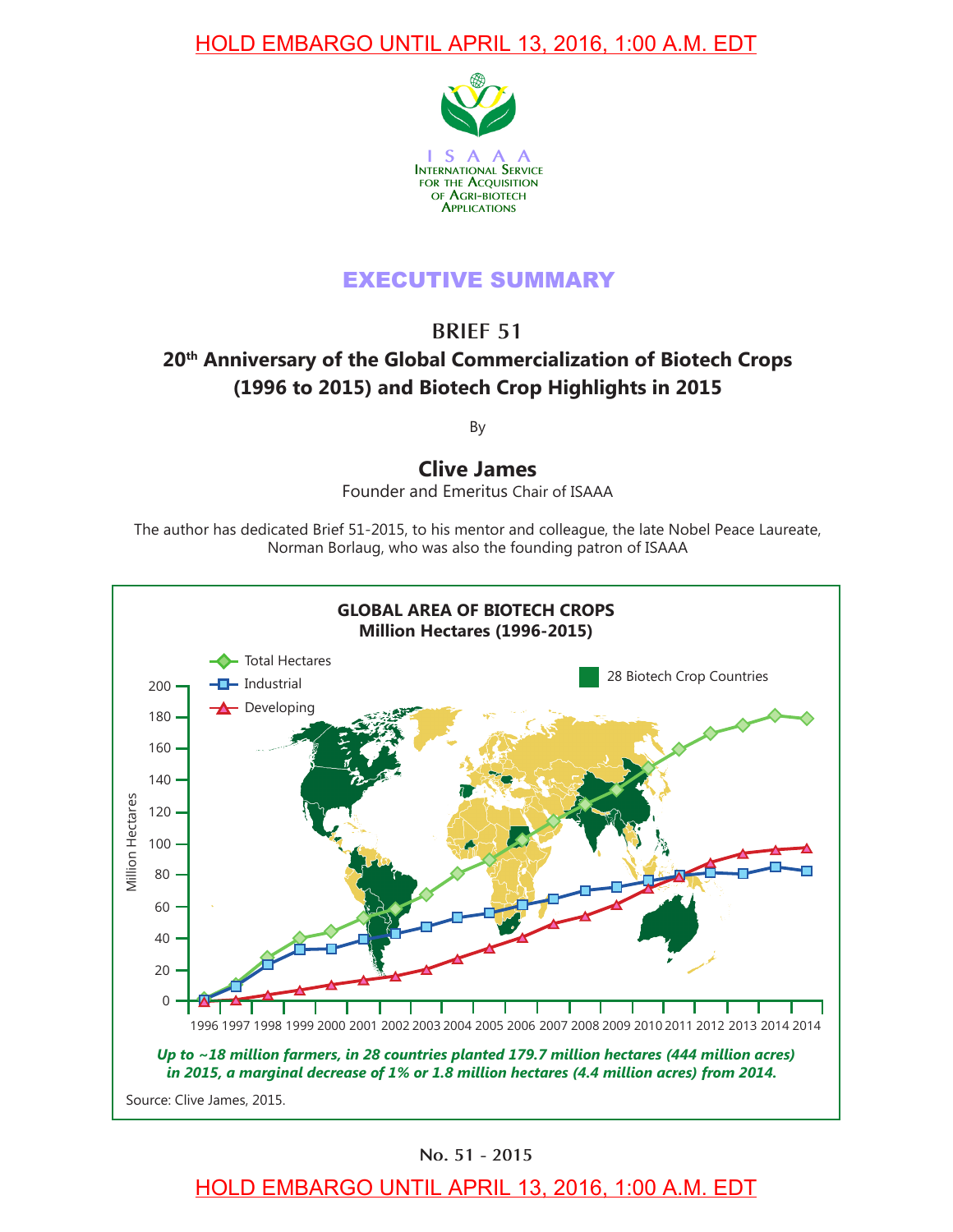HOLD EMBARGO UNTIL APRIL 13, 2016, 1:00 A.M. EDT

ISAAA
INTERNATIONAL SERVICE FOR THE ACQUISITION OF AGRI-BIOTECH APPLICATIONS

# EXECUTIVE SUMMARY

## BRIEF 51

## 20th Anniversary of the Global Commercialization of Biotech Crops (1996 to 2015) and Biotech Crop Highlights in 2015

By

**Clive James**

Founder and Emeritus Chair of ISAAA

The author has dedicated Brief 51-2015, to his mentor and colleague, the late Nobel Peace Laureate, Norman Borlaug, who was also the founding patron of ISAAA

**GLOBAL AREA OF BIOTECH CROPS**
**Million Hectares (1996-2015)**

Total Hectares; Industrial; Developing; 28 Biotech Crop Countries

***Up to ~18 million farmers, in 28 countries planted 179.7 million hectares (444 million acres) in 2015, a marginal decrease of 1% or 1.8 million hectares (4.4 million acres) from 2014.***

Source: Clive James, 2015.

No. 51 - 2015

HOLD EMBARGO UNTIL APRIL 13, 2016, 1:00 A.M. EDT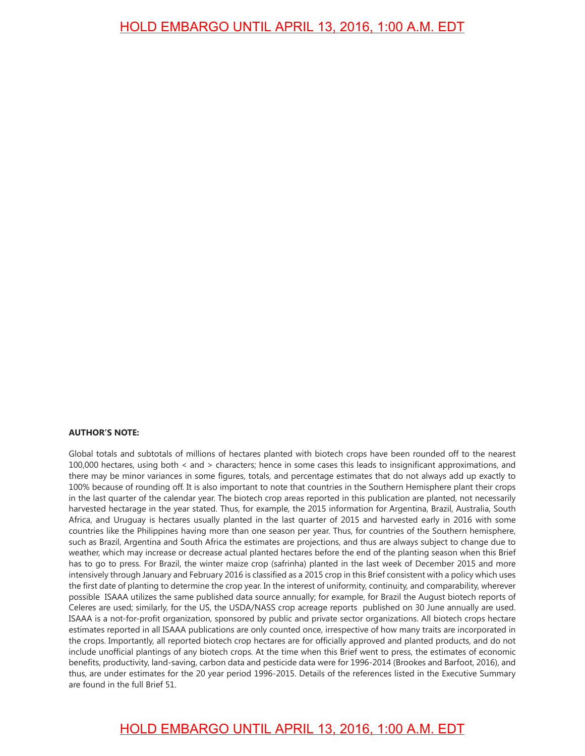**AUTHOR'S NOTE:**

Global totals and subtotals of millions of hectares planted with biotech crops have been rounded off to the nearest 100,000 hectares, using both < and > characters; hence in some cases this leads to insignificant approximations, and there may be minor variances in some figures, totals, and percentage estimates that do not always add up exactly to 100% because of rounding off. It is also important to note that countries in the Southern Hemisphere plant their crops in the last quarter of the calendar year. The biotech crop areas reported in this publication are planted, not necessarily harvested hectarage in the year stated. Thus, for example, the 2015 information for Argentina, Brazil, Australia, South Africa, and Uruguay is hectares usually planted in the last quarter of 2015 and harvested early in 2016 with some countries like the Philippines having more than one season per year. Thus, for countries of the Southern hemisphere, such as Brazil, Argentina and South Africa the estimates are projections, and thus are always subject to change due to weather, which may increase or decrease actual planted hectares before the end of the planting season when this Brief has to go to press. For Brazil, the winter maize crop (safrinha) planted in the last week of December 2015 and more intensively through January and February 2016 is classified as a 2015 crop in this Brief consistent with a policy which uses the first date of planting to determine the crop year. In the interest of uniformity, continuity, and comparability, wherever possible ISAAA utilizes the same published data source annually; for example, for Brazil the August biotech reports of Celeres are used; similarly, for the US, the USDA/NASS crop acreage reports published on 30 June annually are used. ISAAA is a not-for-profit organization, sponsored by public and private sector organizations. All biotech crops hectare estimates reported in all ISAAA publications are only counted once, irrespective of how many traits are incorporated in the crops. Importantly, all reported biotech crop hectares are for officially approved and planted products, and do not include unofficial plantings of any biotech crops. At the time when this Brief went to press, the estimates of economic benefits, productivity, land-saving, carbon data and pesticide data were for 1996-2014 (Brookes and Barfoot, 2016), and thus, are under estimates for the 20 year period 1996-2015. Details of the references listed in the Executive Summary are found in the full Brief 51.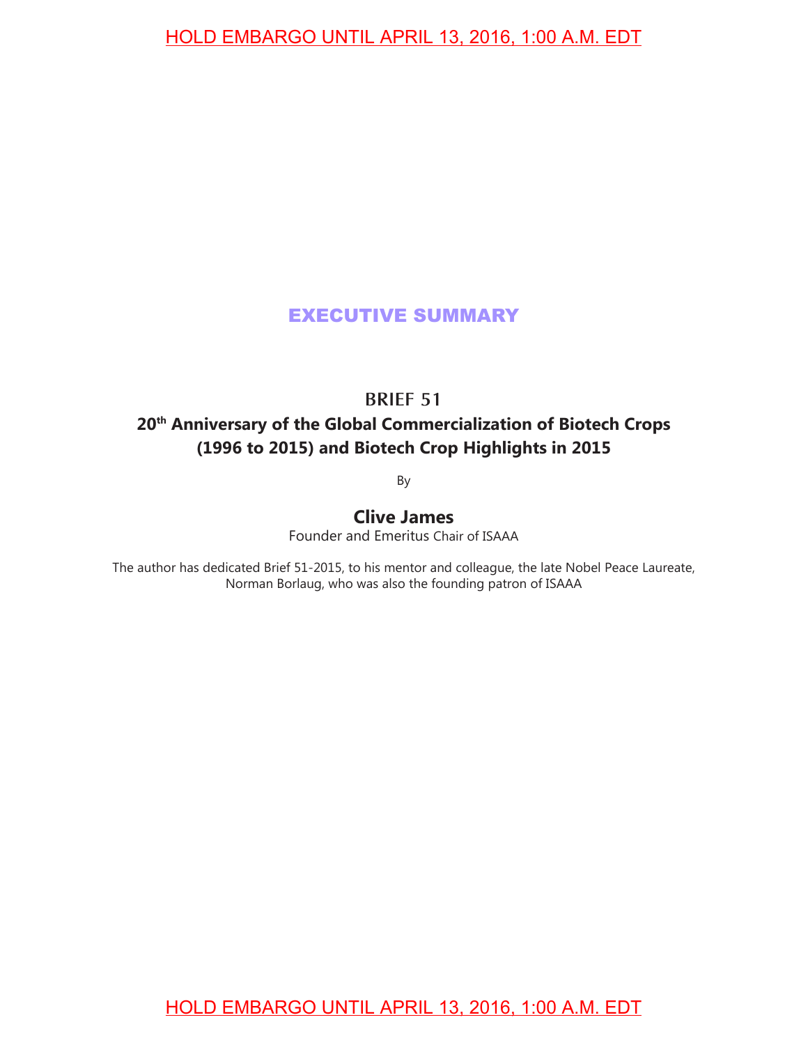HOLD EMBARGO UNTIL APRIL 13, 2016, 1:00 A.M. EDT

# EXECUTIVE SUMMARY

## BRIEF 51

## 20th Anniversary of the Global Commercialization of Biotech Crops (1996 to 2015) and Biotech Crop Highlights in 2015

By

**Clive James**

Founder and Emeritus Chair of ISAAA

The author has dedicated Brief 51-2015, to his mentor and colleague, the late Nobel Peace Laureate, Norman Borlaug, who was also the founding patron of ISAAA

HOLD EMBARGO UNTIL APRIL 13, 2016, 1:00 A.M. EDT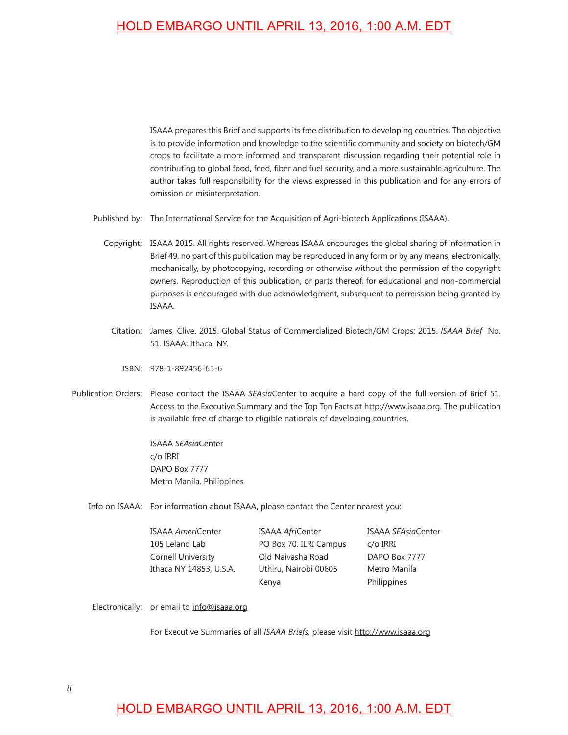ISAAA prepares this Brief and supports its free distribution to developing countries. The objective is to provide information and knowledge to the scientific community and society on biotech/GM crops to facilitate a more informed and transparent discussion regarding their potential role in contributing to global food, feed, fiber and fuel security, and a more sustainable agriculture. The author takes full responsibility for the views expressed in this publication and for any errors of omission or misinterpretation.

Published by: The International Service for the Acquisition of Agri-biotech Applications (ISAAA).

Copyright: ISAAA 2015. All rights reserved. Whereas ISAAA encourages the global sharing of information in Brief 49, no part of this publication may be reproduced in any form or by any means, electronically, mechanically, by photocopying, recording or otherwise without the permission of the copyright owners. Reproduction of this publication, or parts thereof, for educational and non-commercial purposes is encouraged with due acknowledgment, subsequent to permission being granted by ISAAA.

Citation: James, Clive. 2015. Global Status of Commercialized Biotech/GM Crops: 2015. *ISAAA Brief* No. 51. ISAAA: Ithaca, NY.

ISBN: 978-1-892456-65-6

Publication Orders: Please contact the ISAAA *SEAsia*Center to acquire a hard copy of the full version of Brief 51. Access to the Executive Summary and the Top Ten Facts at http://www.isaaa.org. The publication is available free of charge to eligible nationals of developing countries.

ISAAA *SEAsia*Center
c/o IRRI
DAPO Box 7777
Metro Manila, Philippines

Info on ISAAA: For information about ISAAA, please contact the Center nearest you:

ISAAA *Ameri*Center
105 Leland Lab
Cornell University
Ithaca NY 14853, U.S.A.

ISAAA *Afri*Center
PO Box 70, ILRI Campus
Old Naivasha Road
Uthiru, Nairobi 00605
Kenya

ISAAA *SEAsia*Center
c/o IRRI
DAPO Box 7777
Metro Manila
Philippines

Electronically: or email to info@isaaa.org

For Executive Summaries of all *ISAAA Briefs,* please visit http://www.isaaa.org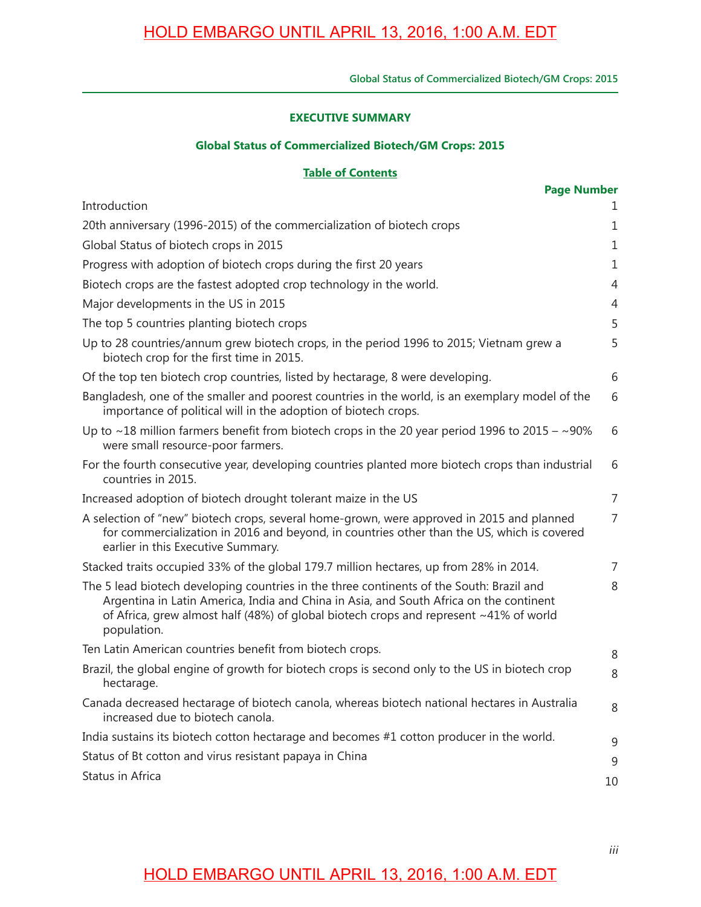HOLD EMBARGO UNTIL APRIL 13, 2016, 1:00 A.M. EDT

**EXECUTIVE SUMMARY**

**Global Status of Commercialized Biotech/GM Crops: 2015**

**Table of Contents**

| | Page Number |
|---|---|
| Introduction | 1 |
| 20th anniversary (1996-2015) of the commercialization of biotech crops | 1 |
| Global Status of biotech crops in 2015 | 1 |
| Progress with adoption of biotech crops during the first 20 years | 1 |
| Biotech crops are the fastest adopted crop technology in the world. | 4 |
| Major developments in the US in 2015 | 4 |
| The top 5 countries planting biotech crops | 5 |
| Up to 28 countries/annum grew biotech crops, in the period 1996 to 2015; Vietnam grew a biotech crop for the first time in 2015. | 5 |
| Of the top ten biotech crop countries, listed by hectarage, 8 were developing. | 6 |
| Bangladesh, one of the smaller and poorest countries in the world, is an exemplary model of the importance of political will in the adoption of biotech crops. | 6 |
| Up to ~18 million farmers benefit from biotech crops in the 20 year period 1996 to 2015 – ~90% were small resource-poor farmers. | 6 |
| For the fourth consecutive year, developing countries planted more biotech crops than industrial countries in 2015. | 6 |
| Increased adoption of biotech drought tolerant maize in the US | 7 |
| A selection of "new" biotech crops, several home-grown, were approved in 2015 and planned for commercialization in 2016 and beyond, in countries other than the US, which is covered earlier in this Executive Summary. | 7 |
| Stacked traits occupied 33% of the global 179.7 million hectares, up from 28% in 2014. | 7 |
| The 5 lead biotech developing countries in the three continents of the South: Brazil and Argentina in Latin America, India and China in Asia, and South Africa on the continent of Africa, grew almost half (48%) of global biotech crops and represent ~41% of world population. | 8 |
| Ten Latin American countries benefit from biotech crops. | 8 |
| Brazil, the global engine of growth for biotech crops is second only to the US in biotech crop hectarage. | 8 |
| Canada decreased hectarage of biotech canola, whereas biotech national hectares in Australia increased due to biotech canola. | 8 |
| India sustains its biotech cotton hectarage and becomes #1 cotton producer in the world. | 9 |
| Status of Bt cotton and virus resistant papaya in China | 9 |
| Status in Africa | 10 |

HOLD EMBARGO UNTIL APRIL 13, 2016, 1:00 A.M. EDT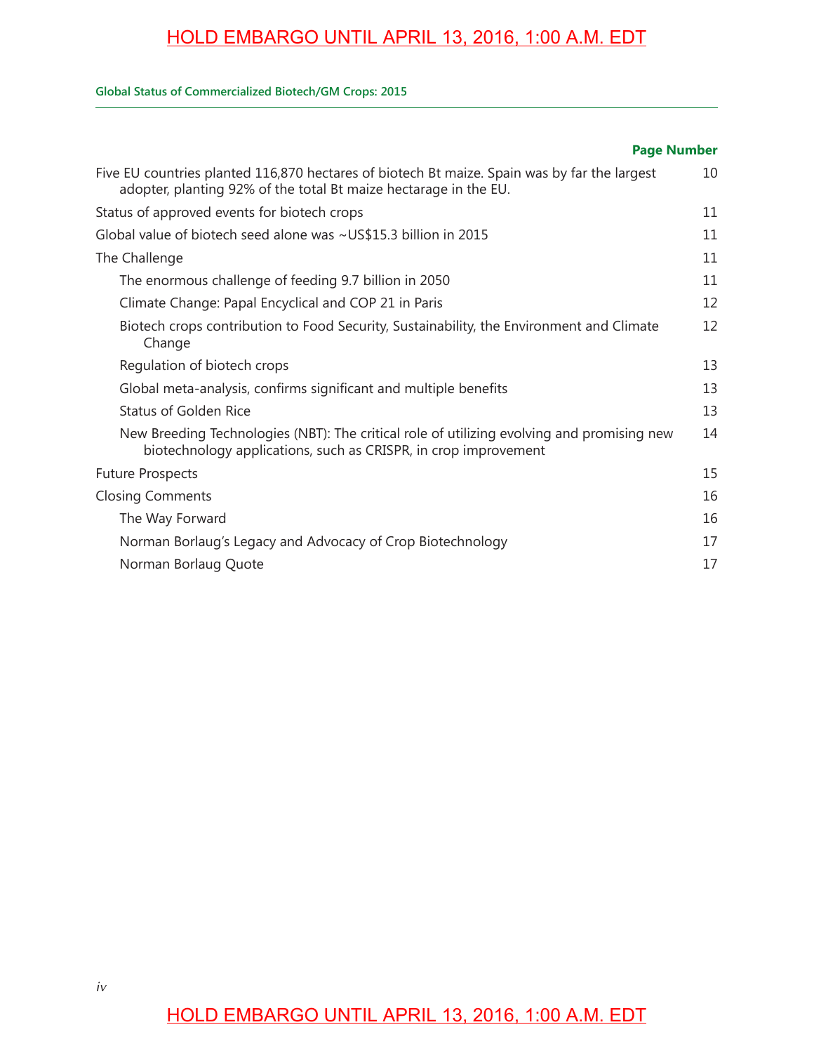HOLD EMBARGO UNTIL APRIL 13, 2016, 1:00 A.M. EDT

| | Page Number |
|---|---|
| Five EU countries planted 116,870 hectares of biotech Bt maize. Spain was by far the largest adopter, planting 92% of the total Bt maize hectarage in the EU. | 10 |
| Status of approved events for biotech crops | 11 |
| Global value of biotech seed alone was ~US$15.3 billion in 2015 | 11 |
| The Challenge | 11 |
| The enormous challenge of feeding 9.7 billion in 2050 | 11 |
| Climate Change: Papal Encyclical and COP 21 in Paris | 12 |
| Biotech crops contribution to Food Security, Sustainability, the Environment and Climate Change | 12 |
| Regulation of biotech crops | 13 |
| Global meta-analysis, confirms significant and multiple benefits | 13 |
| Status of Golden Rice | 13 |
| New Breeding Technologies (NBT): The critical role of utilizing evolving and promising new biotechnology applications, such as CRISPR, in crop improvement | 14 |
| Future Prospects | 15 |
| Closing Comments | 16 |
| The Way Forward | 16 |
| Norman Borlaug's Legacy and Advocacy of Crop Biotechnology | 17 |
| Norman Borlaug Quote | 17 |

HOLD EMBARGO UNTIL APRIL 13, 2016, 1:00 A.M. EDT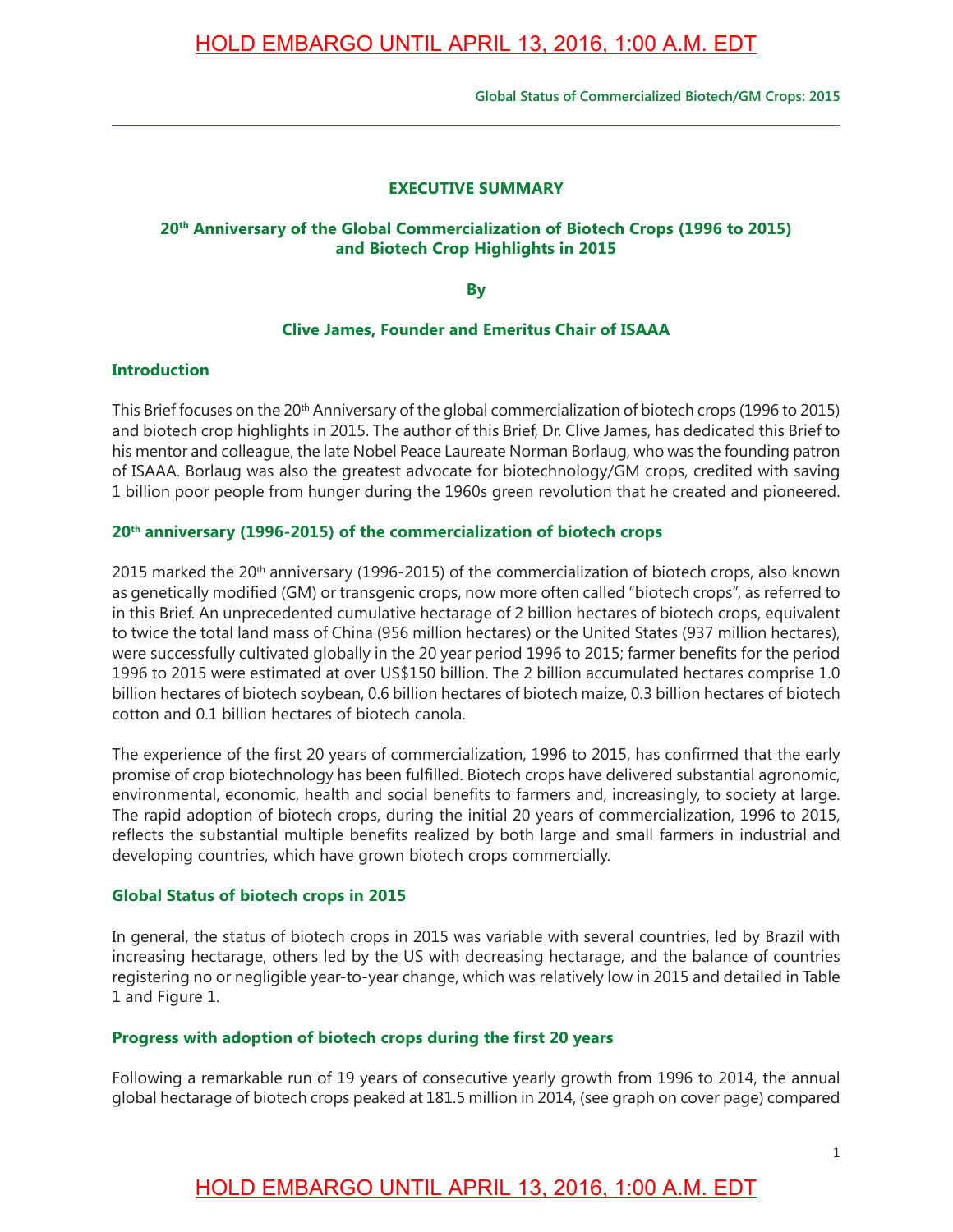# EXECUTIVE SUMMARY

## 20th Anniversary of the Global Commercialization of Biotech Crops (1996 to 2015) and Biotech Crop Highlights in 2015

**By**

**Clive James, Founder and Emeritus Chair of ISAAA**

### Introduction

This Brief focuses on the 20th Anniversary of the global commercialization of biotech crops (1996 to 2015) and biotech crop highlights in 2015. The author of this Brief, Dr. Clive James, has dedicated this Brief to his mentor and colleague, the late Nobel Peace Laureate Norman Borlaug, who was the founding patron of ISAAA. Borlaug was also the greatest advocate for biotechnology/GM crops, credited with saving 1 billion poor people from hunger during the 1960s green revolution that he created and pioneered.

### 20th anniversary (1996-2015) of the commercialization of biotech crops

2015 marked the 20th anniversary (1996-2015) of the commercialization of biotech crops, also known as genetically modified (GM) or transgenic crops, now more often called "biotech crops", as referred to in this Brief. An unprecedented cumulative hectarage of 2 billion hectares of biotech crops, equivalent to twice the total land mass of China (956 million hectares) or the United States (937 million hectares), were successfully cultivated globally in the 20 year period 1996 to 2015; farmer benefits for the period 1996 to 2015 were estimated at over US$150 billion. The 2 billion accumulated hectares comprise 1.0 billion hectares of biotech soybean, 0.6 billion hectares of biotech maize, 0.3 billion hectares of biotech cotton and 0.1 billion hectares of biotech canola.

The experience of the first 20 years of commercialization, 1996 to 2015, has confirmed that the early promise of crop biotechnology has been fulfilled. Biotech crops have delivered substantial agronomic, environmental, economic, health and social benefits to farmers and, increasingly, to society at large. The rapid adoption of biotech crops, during the initial 20 years of commercialization, 1996 to 2015, reflects the substantial multiple benefits realized by both large and small farmers in industrial and developing countries, which have grown biotech crops commercially.

### Global Status of biotech crops in 2015

In general, the status of biotech crops in 2015 was variable with several countries, led by Brazil with increasing hectarage, others led by the US with decreasing hectarage, and the balance of countries registering no or negligible year-to-year change, which was relatively low in 2015 and detailed in Table 1 and Figure 1.

### Progress with adoption of biotech crops during the first 20 years

Following a remarkable run of 19 years of consecutive yearly growth from 1996 to 2014, the annual global hectarage of biotech crops peaked at 181.5 million in 2014, (see graph on cover page) compared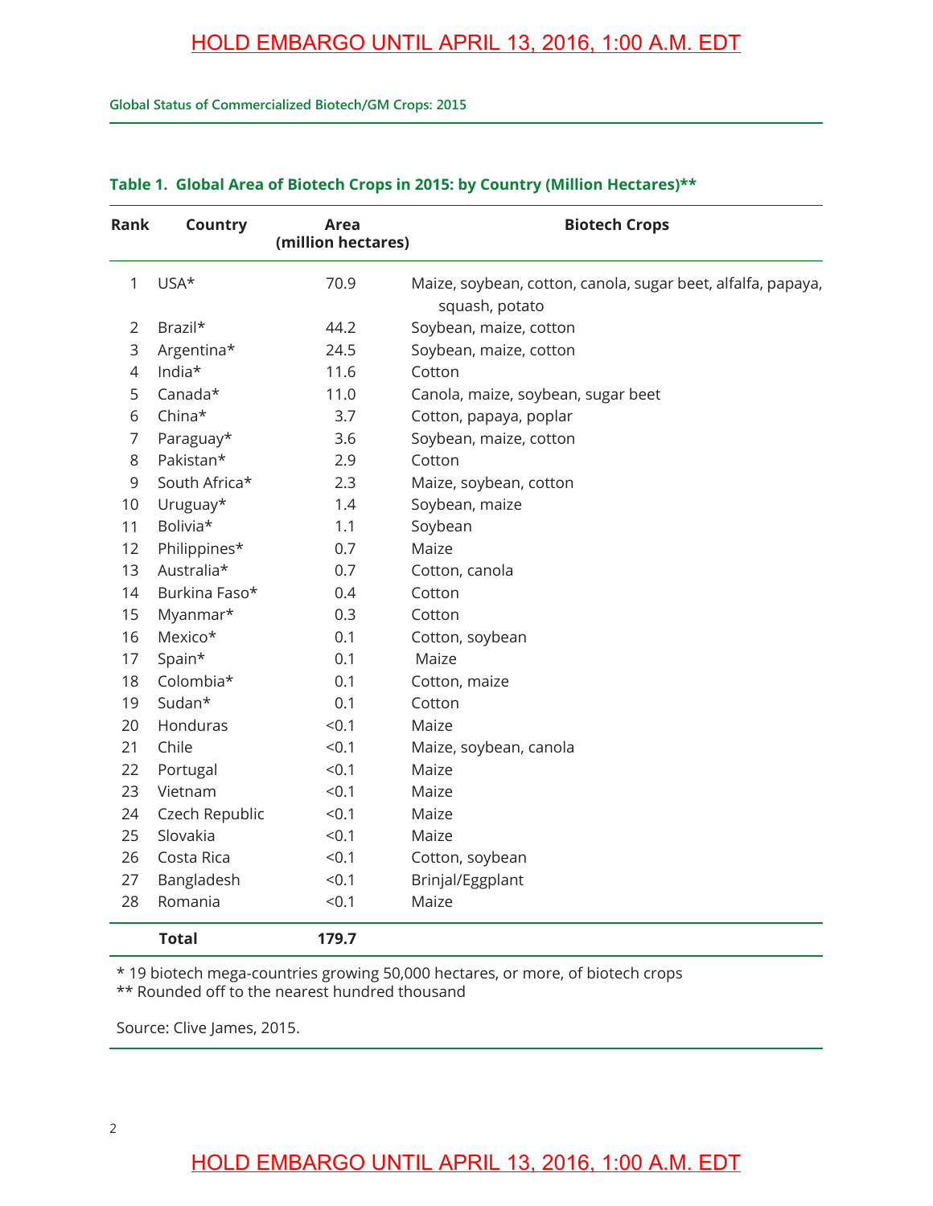HOLD EMBARGO UNTIL APRIL 13, 2016, 1:00 A.M. EDT

**Table 1. Global Area of Biotech Crops in 2015: by Country (Million Hectares)**\*\***

| Rank | Country | Area (million hectares) | Biotech Crops |
|---|---|---|---|
| 1 | USA* | 70.9 | Maize, soybean, cotton, canola, sugar beet, alfalfa, papaya, squash, potato |
| 2 | Brazil* | 44.2 | Soybean, maize, cotton |
| 3 | Argentina* | 24.5 | Soybean, maize, cotton |
| 4 | India* | 11.6 | Cotton |
| 5 | Canada* | 11.0 | Canola, maize, soybean, sugar beet |
| 6 | China* | 3.7 | Cotton, papaya, poplar |
| 7 | Paraguay* | 3.6 | Soybean, maize, cotton |
| 8 | Pakistan* | 2.9 | Cotton |
| 9 | South Africa* | 2.3 | Maize, soybean, cotton |
| 10 | Uruguay* | 1.4 | Soybean, maize |
| 11 | Bolivia* | 1.1 | Soybean |
| 12 | Philippines* | 0.7 | Maize |
| 13 | Australia* | 0.7 | Cotton, canola |
| 14 | Burkina Faso* | 0.4 | Cotton |
| 15 | Myanmar* | 0.3 | Cotton |
| 16 | Mexico* | 0.1 | Cotton, soybean |
| 17 | Spain* | 0.1 | Maize |
| 18 | Colombia* | 0.1 | Cotton, maize |
| 19 | Sudan* | 0.1 | Cotton |
| 20 | Honduras | <0.1 | Maize |
| 21 | Chile | <0.1 | Maize, soybean, canola |
| 22 | Portugal | <0.1 | Maize |
| 23 | Vietnam | <0.1 | Maize |
| 24 | Czech Republic | <0.1 | Maize |
| 25 | Slovakia | <0.1 | Maize |
| 26 | Costa Rica | <0.1 | Cotton, soybean |
| 27 | Bangladesh | <0.1 | Brinjal/Eggplant |
| 28 | Romania | <0.1 | Maize |
| | **Total** | **179.7** | |

\* 19 biotech mega-countries growing 50,000 hectares, or more, of biotech crops
\*\* Rounded off to the nearest hundred thousand

Source: Clive James, 2015.

HOLD EMBARGO UNTIL APRIL 13, 2016, 1:00 A.M. EDT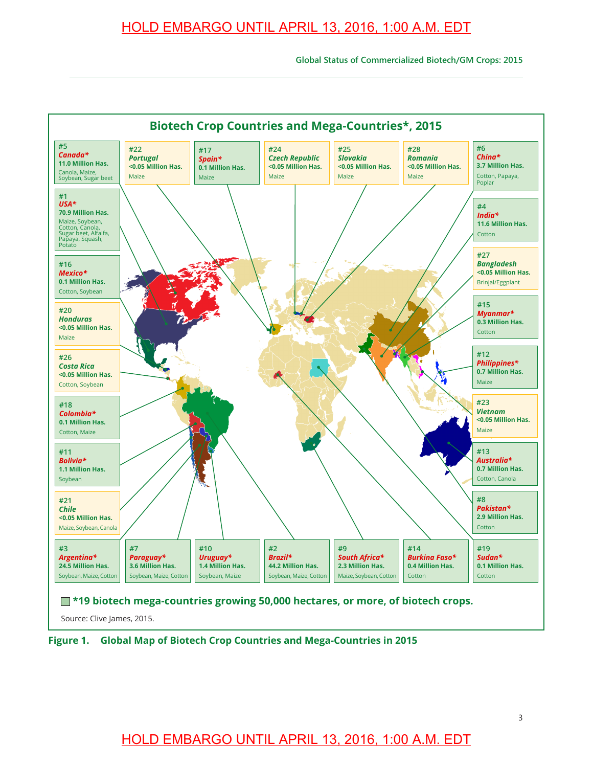HOLD EMBARGO UNTIL APRIL 13, 2016, 1:00 A.M. EDT

## Biotech Crop Countries and Mega-Countries*, 2015

| Rank | Country | Area | Crops |
|---|---|---|---|
| #1 | USA* | 70.9 Million Has. | Maize, Soybean, Cotton, Canola, Sugar beet, Alfalfa, Papaya, Squash, Potato |
| #2 | Brazil* | 44.2 Million Has. | Soybean, Maize, Cotton |
| #3 | Argentina* | 24.5 Million Has. | Soybean, Maize, Cotton |
| #4 | India* | 11.6 Million Has. | Cotton |
| #5 | Canada* | 11.0 Million Has. | Canola, Maize, Soybean, Sugar beet |
| #6 | China* | 3.7 Million Has. | Cotton, Papaya, Poplar |
| #7 | Paraguay* | 3.6 Million Has. | Soybean, Maize, Cotton |
| #8 | Pakistan* | 2.9 Million Has. | Cotton |
| #9 | South Africa* | 2.3 Million Has. | Maize, Soybean, Cotton |
| #10 | Uruguay* | 1.4 Million Has. | Soybean, Maize |
| #11 | Bolivia* | 1.1 Million Has. | Soybean |
| #12 | Philippines* | 0.7 Million Has. | Maize |
| #13 | Australia* | 0.7 Million Has. | Cotton, Canola |
| #14 | Burkina Faso* | 0.4 Million Has. | Cotton |
| #15 | Myanmar* | 0.3 Million Has. | Cotton |
| #16 | Mexico* | 0.1 Million Has. | Cotton, Soybean |
| #17 | Spain* | 0.1 Million Has. | Maize |
| #18 | Colombia* | 0.1 Million Has. | Cotton, Maize |
| #19 | Sudan* | 0.1 Million Has. | Cotton |
| #20 | Honduras | <0.05 Million Has. | Maize |
| #21 | Chile | <0.05 Million Has. | Maize, Soybean, Canola |
| #22 | Portugal | <0.05 Million Has. | Maize |
| #23 | Vietnam | <0.05 Million Has. | Maize |
| #24 | Czech Republic | <0.05 Million Has. | Maize |
| #25 | Slovakia | <0.05 Million Has. | Maize |
| #26 | Costa Rica | <0.05 Million Has. | Cotton, Soybean |
| #27 | Bangladesh | <0.05 Million Has. | Brinjal/Eggplant |
| #28 | Romania | <0.05 Million Has. | Maize |

*19 biotech mega-countries growing 50,000 hectares, or more, of biotech crops.

Source: Clive James, 2015.

**Figure 1. Global Map of Biotech Crop Countries and Mega-Countries in 2015**

HOLD EMBARGO UNTIL APRIL 13, 2016, 1:00 A.M. EDT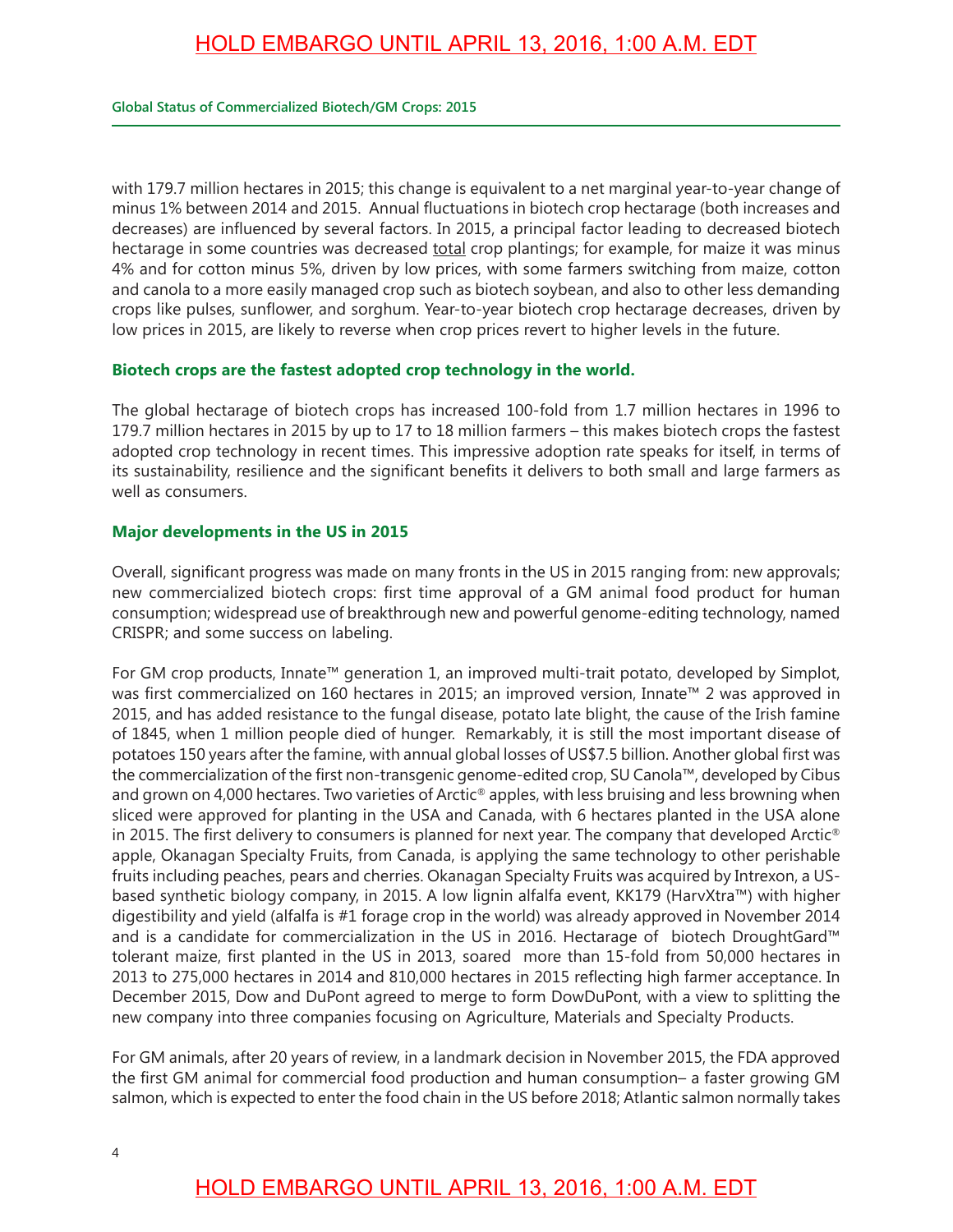with 179.7 million hectares in 2015; this change is equivalent to a net marginal year-to-year change of minus 1% between 2014 and 2015. Annual fluctuations in biotech crop hectarage (both increases and decreases) are influenced by several factors. In 2015, a principal factor leading to decreased biotech hectarage in some countries was decreased total crop plantings; for example, for maize it was minus 4% and for cotton minus 5%, driven by low prices, with some farmers switching from maize, cotton and canola to a more easily managed crop such as biotech soybean, and also to other less demanding crops like pulses, sunflower, and sorghum. Year-to-year biotech crop hectarage decreases, driven by low prices in 2015, are likely to reverse when crop prices revert to higher levels in the future.

**Biotech crops are the fastest adopted crop technology in the world.**

The global hectarage of biotech crops has increased 100-fold from 1.7 million hectares in 1996 to 179.7 million hectares in 2015 by up to 17 to 18 million farmers – this makes biotech crops the fastest adopted crop technology in recent times. This impressive adoption rate speaks for itself, in terms of its sustainability, resilience and the significant benefits it delivers to both small and large farmers as well as consumers.

**Major developments in the US in 2015**

Overall, significant progress was made on many fronts in the US in 2015 ranging from: new approvals; new commercialized biotech crops: first time approval of a GM animal food product for human consumption; widespread use of breakthrough new and powerful genome-editing technology, named CRISPR; and some success on labeling.

For GM crop products, Innate™ generation 1, an improved multi-trait potato, developed by Simplot, was first commercialized on 160 hectares in 2015; an improved version, Innate™ 2 was approved in 2015, and has added resistance to the fungal disease, potato late blight, the cause of the Irish famine of 1845, when 1 million people died of hunger. Remarkably, it is still the most important disease of potatoes 150 years after the famine, with annual global losses of US$7.5 billion. Another global first was the commercialization of the first non-transgenic genome-edited crop, SU Canola™, developed by Cibus and grown on 4,000 hectares. Two varieties of Arctic® apples, with less bruising and less browning when sliced were approved for planting in the USA and Canada, with 6 hectares planted in the USA alone in 2015. The first delivery to consumers is planned for next year. The company that developed Arctic® apple, Okanagan Specialty Fruits, from Canada, is applying the same technology to other perishable fruits including peaches, pears and cherries. Okanagan Specialty Fruits was acquired by Intrexon, a US-based synthetic biology company, in 2015. A low lignin alfalfa event, KK179 (HarvXtra™) with higher digestibility and yield (alfalfa is #1 forage crop in the world) was already approved in November 2014 and is a candidate for commercialization in the US in 2016. Hectarage of biotech DroughtGard™ tolerant maize, first planted in the US in 2013, soared more than 15-fold from 50,000 hectares in 2013 to 275,000 hectares in 2014 and 810,000 hectares in 2015 reflecting high farmer acceptance. In December 2015, Dow and DuPont agreed to merge to form DowDuPont, with a view to splitting the new company into three companies focusing on Agriculture, Materials and Specialty Products.

For GM animals, after 20 years of review, in a landmark decision in November 2015, the FDA approved the first GM animal for commercial food production and human consumption– a faster growing GM salmon, which is expected to enter the food chain in the US before 2018; Atlantic salmon normally takes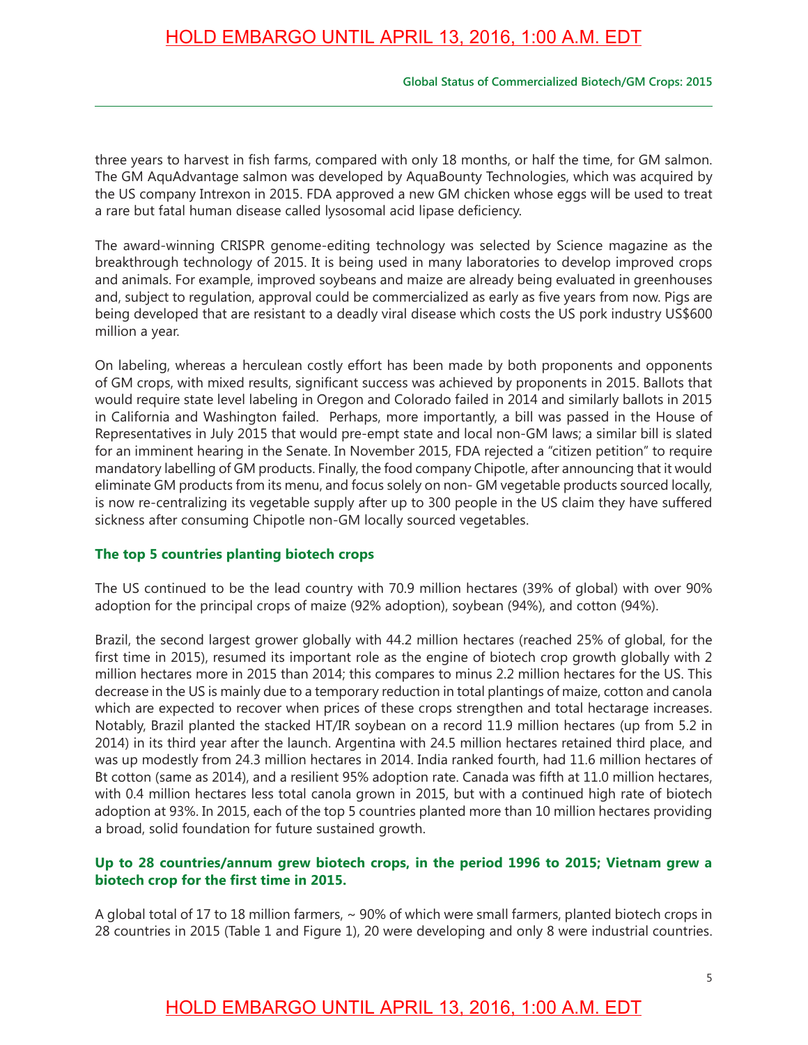three years to harvest in fish farms, compared with only 18 months, or half the time, for GM salmon. The GM AquAdvantage salmon was developed by AquaBounty Technologies, which was acquired by the US company Intrexon in 2015. FDA approved a new GM chicken whose eggs will be used to treat a rare but fatal human disease called lysosomal acid lipase deficiency.

The award-winning CRISPR genome-editing technology was selected by Science magazine as the breakthrough technology of 2015. It is being used in many laboratories to develop improved crops and animals. For example, improved soybeans and maize are already being evaluated in greenhouses and, subject to regulation, approval could be commercialized as early as five years from now. Pigs are being developed that are resistant to a deadly viral disease which costs the US pork industry US$600 million a year.

On labeling, whereas a herculean costly effort has been made by both proponents and opponents of GM crops, with mixed results, significant success was achieved by proponents in 2015. Ballots that would require state level labeling in Oregon and Colorado failed in 2014 and similarly ballots in 2015 in California and Washington failed. Perhaps, more importantly, a bill was passed in the House of Representatives in July 2015 that would pre-empt state and local non-GM laws; a similar bill is slated for an imminent hearing in the Senate. In November 2015, FDA rejected a "citizen petition" to require mandatory labelling of GM products. Finally, the food company Chipotle, after announcing that it would eliminate GM products from its menu, and focus solely on non- GM vegetable products sourced locally, is now re-centralizing its vegetable supply after up to 300 people in the US claim they have suffered sickness after consuming Chipotle non-GM locally sourced vegetables.

**The top 5 countries planting biotech crops**

The US continued to be the lead country with 70.9 million hectares (39% of global) with over 90% adoption for the principal crops of maize (92% adoption), soybean (94%), and cotton (94%).

Brazil, the second largest grower globally with 44.2 million hectares (reached 25% of global, for the first time in 2015), resumed its important role as the engine of biotech crop growth globally with 2 million hectares more in 2015 than 2014; this compares to minus 2.2 million hectares for the US. This decrease in the US is mainly due to a temporary reduction in total plantings of maize, cotton and canola which are expected to recover when prices of these crops strengthen and total hectarage increases. Notably, Brazil planted the stacked HT/IR soybean on a record 11.9 million hectares (up from 5.2 in 2014) in its third year after the launch. Argentina with 24.5 million hectares retained third place, and was up modestly from 24.3 million hectares in 2014. India ranked fourth, had 11.6 million hectares of Bt cotton (same as 2014), and a resilient 95% adoption rate. Canada was fifth at 11.0 million hectares, with 0.4 million hectares less total canola grown in 2015, but with a continued high rate of biotech adoption at 93%. In 2015, each of the top 5 countries planted more than 10 million hectares providing a broad, solid foundation for future sustained growth.

**Up to 28 countries/annum grew biotech crops, in the period 1996 to 2015; Vietnam grew a biotech crop for the first time in 2015.**

A global total of 17 to 18 million farmers, ~ 90% of which were small farmers, planted biotech crops in 28 countries in 2015 (Table 1 and Figure 1), 20 were developing and only 8 were industrial countries.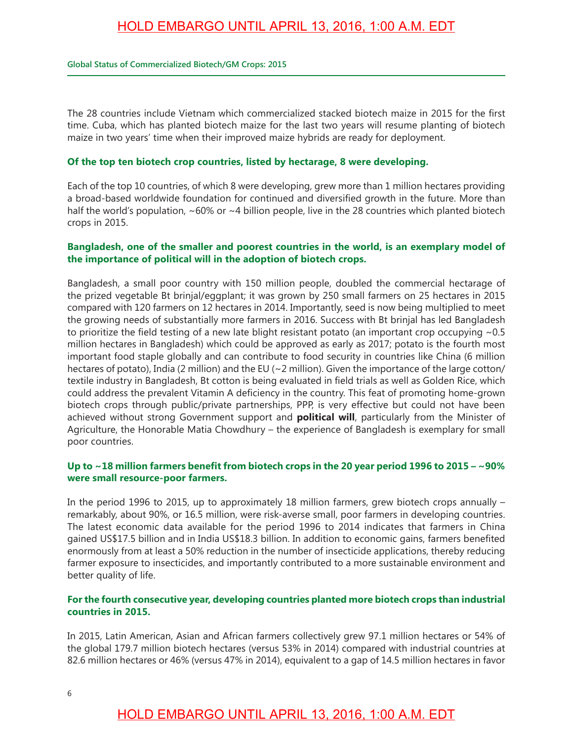The 28 countries include Vietnam which commercialized stacked biotech maize in 2015 for the first time. Cuba, which has planted biotech maize for the last two years will resume planting of biotech maize in two years' time when their improved maize hybrids are ready for deployment.

**Of the top ten biotech crop countries, listed by hectarage, 8 were developing.**

Each of the top 10 countries, of which 8 were developing, grew more than 1 million hectares providing a broad-based worldwide foundation for continued and diversified growth in the future. More than half the world's population, ~60% or ~4 billion people, live in the 28 countries which planted biotech crops in 2015.

**Bangladesh, one of the smaller and poorest countries in the world, is an exemplary model of the importance of political will in the adoption of biotech crops.**

Bangladesh, a small poor country with 150 million people, doubled the commercial hectarage of the prized vegetable Bt brinjal/eggplant; it was grown by 250 small farmers on 25 hectares in 2015 compared with 120 farmers on 12 hectares in 2014. Importantly, seed is now being multiplied to meet the growing needs of substantially more farmers in 2016. Success with Bt brinjal has led Bangladesh to prioritize the field testing of a new late blight resistant potato (an important crop occupying ~0.5 million hectares in Bangladesh) which could be approved as early as 2017; potato is the fourth most important food staple globally and can contribute to food security in countries like China (6 million hectares of potato), India (2 million) and the EU (~2 million). Given the importance of the large cotton/textile industry in Bangladesh, Bt cotton is being evaluated in field trials as well as Golden Rice, which could address the prevalent Vitamin A deficiency in the country. This feat of promoting home-grown biotech crops through public/private partnerships, PPP, is very effective but could not have been achieved without strong Government support and **political will**, particularly from the Minister of Agriculture, the Honorable Matia Chowdhury – the experience of Bangladesh is exemplary for small poor countries.

**Up to ~18 million farmers benefit from biotech crops in the 20 year period 1996 to 2015 – ~90% were small resource-poor farmers.**

In the period 1996 to 2015, up to approximately 18 million farmers, grew biotech crops annually – remarkably, about 90%, or 16.5 million, were risk-averse small, poor farmers in developing countries. The latest economic data available for the period 1996 to 2014 indicates that farmers in China gained US$17.5 billion and in India US$18.3 billion. In addition to economic gains, farmers benefited enormously from at least a 50% reduction in the number of insecticide applications, thereby reducing farmer exposure to insecticides, and importantly contributed to a more sustainable environment and better quality of life.

**For the fourth consecutive year, developing countries planted more biotech crops than industrial countries in 2015.**

In 2015, Latin American, Asian and African farmers collectively grew 97.1 million hectares or 54% of the global 179.7 million biotech hectares (versus 53% in 2014) compared with industrial countries at 82.6 million hectares or 46% (versus 47% in 2014), equivalent to a gap of 14.5 million hectares in favor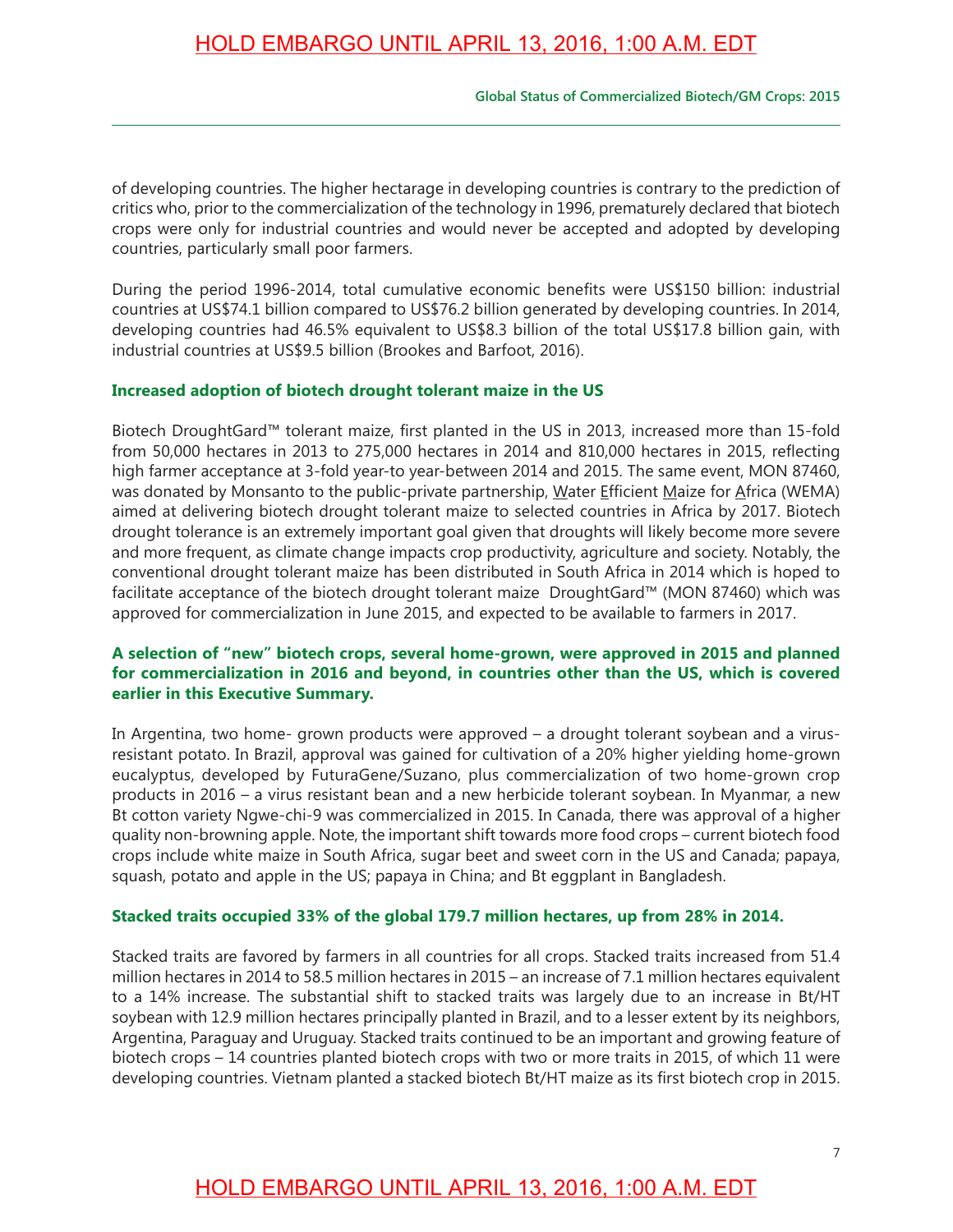of developing countries. The higher hectarage in developing countries is contrary to the prediction of critics who, prior to the commercialization of the technology in 1996, prematurely declared that biotech crops were only for industrial countries and would never be accepted and adopted by developing countries, particularly small poor farmers.

During the period 1996-2014, total cumulative economic benefits were US$150 billion: industrial countries at US$74.1 billion compared to US$76.2 billion generated by developing countries. In 2014, developing countries had 46.5% equivalent to US$8.3 billion of the total US$17.8 billion gain, with industrial countries at US$9.5 billion (Brookes and Barfoot, 2016).

**Increased adoption of biotech drought tolerant maize in the US**

Biotech DroughtGard™ tolerant maize, first planted in the US in 2013, increased more than 15-fold from 50,000 hectares in 2013 to 275,000 hectares in 2014 and 810,000 hectares in 2015, reflecting high farmer acceptance at 3-fold year-to year-between 2014 and 2015. The same event, MON 87460, was donated by Monsanto to the public-private partnership, Water Efficient Maize for Africa (WEMA) aimed at delivering biotech drought tolerant maize to selected countries in Africa by 2017. Biotech drought tolerance is an extremely important goal given that droughts will likely become more severe and more frequent, as climate change impacts crop productivity, agriculture and society. Notably, the conventional drought tolerant maize has been distributed in South Africa in 2014 which is hoped to facilitate acceptance of the biotech drought tolerant maize DroughtGard™ (MON 87460) which was approved for commercialization in June 2015, and expected to be available to farmers in 2017.

**A selection of "new" biotech crops, several home-grown, were approved in 2015 and planned for commercialization in 2016 and beyond, in countries other than the US, which is covered earlier in this Executive Summary.**

In Argentina, two home- grown products were approved – a drought tolerant soybean and a virus-resistant potato. In Brazil, approval was gained for cultivation of a 20% higher yielding home-grown eucalyptus, developed by FuturaGene/Suzano, plus commercialization of two home-grown crop products in 2016 – a virus resistant bean and a new herbicide tolerant soybean. In Myanmar, a new Bt cotton variety Ngwe-chi-9 was commercialized in 2015. In Canada, there was approval of a higher quality non-browning apple. Note, the important shift towards more food crops – current biotech food crops include white maize in South Africa, sugar beet and sweet corn in the US and Canada; papaya, squash, potato and apple in the US; papaya in China; and Bt eggplant in Bangladesh.

**Stacked traits occupied 33% of the global 179.7 million hectares, up from 28% in 2014.**

Stacked traits are favored by farmers in all countries for all crops. Stacked traits increased from 51.4 million hectares in 2014 to 58.5 million hectares in 2015 – an increase of 7.1 million hectares equivalent to a 14% increase. The substantial shift to stacked traits was largely due to an increase in Bt/HT soybean with 12.9 million hectares principally planted in Brazil, and to a lesser extent by its neighbors, Argentina, Paraguay and Uruguay. Stacked traits continued to be an important and growing feature of biotech crops – 14 countries planted biotech crops with two or more traits in 2015, of which 11 were developing countries. Vietnam planted a stacked biotech Bt/HT maize as its first biotech crop in 2015.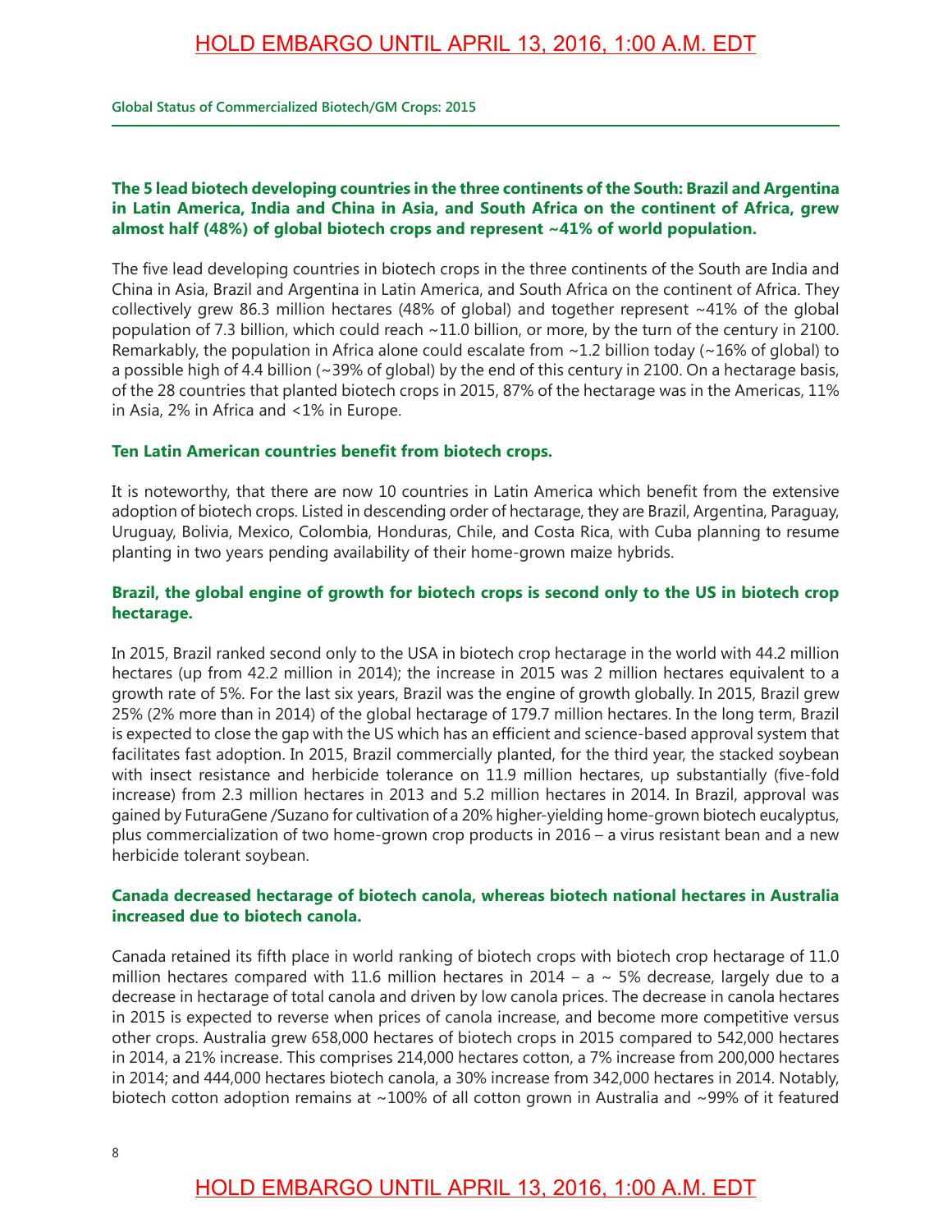**The 5 lead biotech developing countries in the three continents of the South: Brazil and Argentina in Latin America, India and China in Asia, and South Africa on the continent of Africa, grew almost half (48%) of global biotech crops and represent ~41% of world population.**

The five lead developing countries in biotech crops in the three continents of the South are India and China in Asia, Brazil and Argentina in Latin America, and South Africa on the continent of Africa. They collectively grew 86.3 million hectares (48% of global) and together represent ~41% of the global population of 7.3 billion, which could reach ~11.0 billion, or more, by the turn of the century in 2100. Remarkably, the population in Africa alone could escalate from ~1.2 billion today (~16% of global) to a possible high of 4.4 billion (~39% of global) by the end of this century in 2100. On a hectarage basis, of the 28 countries that planted biotech crops in 2015, 87% of the hectarage was in the Americas, 11% in Asia, 2% in Africa and <1% in Europe.

**Ten Latin American countries benefit from biotech crops.**

It is noteworthy, that there are now 10 countries in Latin America which benefit from the extensive adoption of biotech crops. Listed in descending order of hectarage, they are Brazil, Argentina, Paraguay, Uruguay, Bolivia, Mexico, Colombia, Honduras, Chile, and Costa Rica, with Cuba planning to resume planting in two years pending availability of their home-grown maize hybrids.

**Brazil, the global engine of growth for biotech crops is second only to the US in biotech crop hectarage.**

In 2015, Brazil ranked second only to the USA in biotech crop hectarage in the world with 44.2 million hectares (up from 42.2 million in 2014); the increase in 2015 was 2 million hectares equivalent to a growth rate of 5%. For the last six years, Brazil was the engine of growth globally. In 2015, Brazil grew 25% (2% more than in 2014) of the global hectarage of 179.7 million hectares. In the long term, Brazil is expected to close the gap with the US which has an efficient and science-based approval system that facilitates fast adoption. In 2015, Brazil commercially planted, for the third year, the stacked soybean with insect resistance and herbicide tolerance on 11.9 million hectares, up substantially (five-fold increase) from 2.3 million hectares in 2013 and 5.2 million hectares in 2014. In Brazil, approval was gained by FuturaGene /Suzano for cultivation of a 20% higher-yielding home-grown biotech eucalyptus, plus commercialization of two home-grown crop products in 2016 – a virus resistant bean and a new herbicide tolerant soybean.

**Canada decreased hectarage of biotech canola, whereas biotech national hectares in Australia increased due to biotech canola.**

Canada retained its fifth place in world ranking of biotech crops with biotech crop hectarage of 11.0 million hectares compared with 11.6 million hectares in 2014 – a ~ 5% decrease, largely due to a decrease in hectarage of total canola and driven by low canola prices. The decrease in canola hectares in 2015 is expected to reverse when prices of canola increase, and become more competitive versus other crops. Australia grew 658,000 hectares of biotech crops in 2015 compared to 542,000 hectares in 2014, a 21% increase. This comprises 214,000 hectares cotton, a 7% increase from 200,000 hectares in 2014; and 444,000 hectares biotech canola, a 30% increase from 342,000 hectares in 2014. Notably, biotech cotton adoption remains at ~100% of all cotton grown in Australia and ~99% of it featured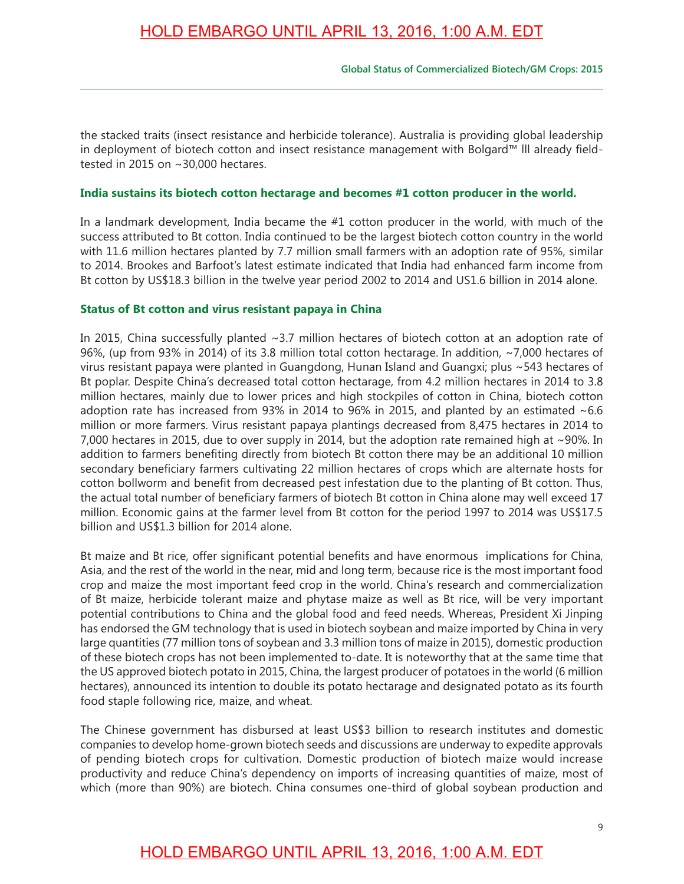the stacked traits (insect resistance and herbicide tolerance). Australia is providing global leadership in deployment of biotech cotton and insect resistance management with Bolgard™ lll already field-tested in 2015 on ~30,000 hectares.

### India sustains its biotech cotton hectarage and becomes #1 cotton producer in the world.

In a landmark development, India became the #1 cotton producer in the world, with much of the success attributed to Bt cotton. India continued to be the largest biotech cotton country in the world with 11.6 million hectares planted by 7.7 million small farmers with an adoption rate of 95%, similar to 2014. Brookes and Barfoot's latest estimate indicated that India had enhanced farm income from Bt cotton by US$18.3 billion in the twelve year period 2002 to 2014 and US1.6 billion in 2014 alone.

### Status of Bt cotton and virus resistant papaya in China

In 2015, China successfully planted ~3.7 million hectares of biotech cotton at an adoption rate of 96%, (up from 93% in 2014) of its 3.8 million total cotton hectarage. In addition, ~7,000 hectares of virus resistant papaya were planted in Guangdong, Hunan Island and Guangxi; plus ~543 hectares of Bt poplar. Despite China's decreased total cotton hectarage, from 4.2 million hectares in 2014 to 3.8 million hectares, mainly due to lower prices and high stockpiles of cotton in China, biotech cotton adoption rate has increased from 93% in 2014 to 96% in 2015, and planted by an estimated ~6.6 million or more farmers. Virus resistant papaya plantings decreased from 8,475 hectares in 2014 to 7,000 hectares in 2015, due to over supply in 2014, but the adoption rate remained high at ~90%. In addition to farmers benefiting directly from biotech Bt cotton there may be an additional 10 million secondary beneficiary farmers cultivating 22 million hectares of crops which are alternate hosts for cotton bollworm and benefit from decreased pest infestation due to the planting of Bt cotton. Thus, the actual total number of beneficiary farmers of biotech Bt cotton in China alone may well exceed 17 million. Economic gains at the farmer level from Bt cotton for the period 1997 to 2014 was US$17.5 billion and US$1.3 billion for 2014 alone.

Bt maize and Bt rice, offer significant potential benefits and have enormous implications for China, Asia, and the rest of the world in the near, mid and long term, because rice is the most important food crop and maize the most important feed crop in the world. China's research and commercialization of Bt maize, herbicide tolerant maize and phytase maize as well as Bt rice, will be very important potential contributions to China and the global food and feed needs. Whereas, President Xi Jinping has endorsed the GM technology that is used in biotech soybean and maize imported by China in very large quantities (77 million tons of soybean and 3.3 million tons of maize in 2015), domestic production of these biotech crops has not been implemented to-date. It is noteworthy that at the same time that the US approved biotech potato in 2015, China, the largest producer of potatoes in the world (6 million hectares), announced its intention to double its potato hectarage and designated potato as its fourth food staple following rice, maize, and wheat.

The Chinese government has disbursed at least US$3 billion to research institutes and domestic companies to develop home-grown biotech seeds and discussions are underway to expedite approvals of pending biotech crops for cultivation. Domestic production of biotech maize would increase productivity and reduce China's dependency on imports of increasing quantities of maize, most of which (more than 90%) are biotech. China consumes one-third of global soybean production and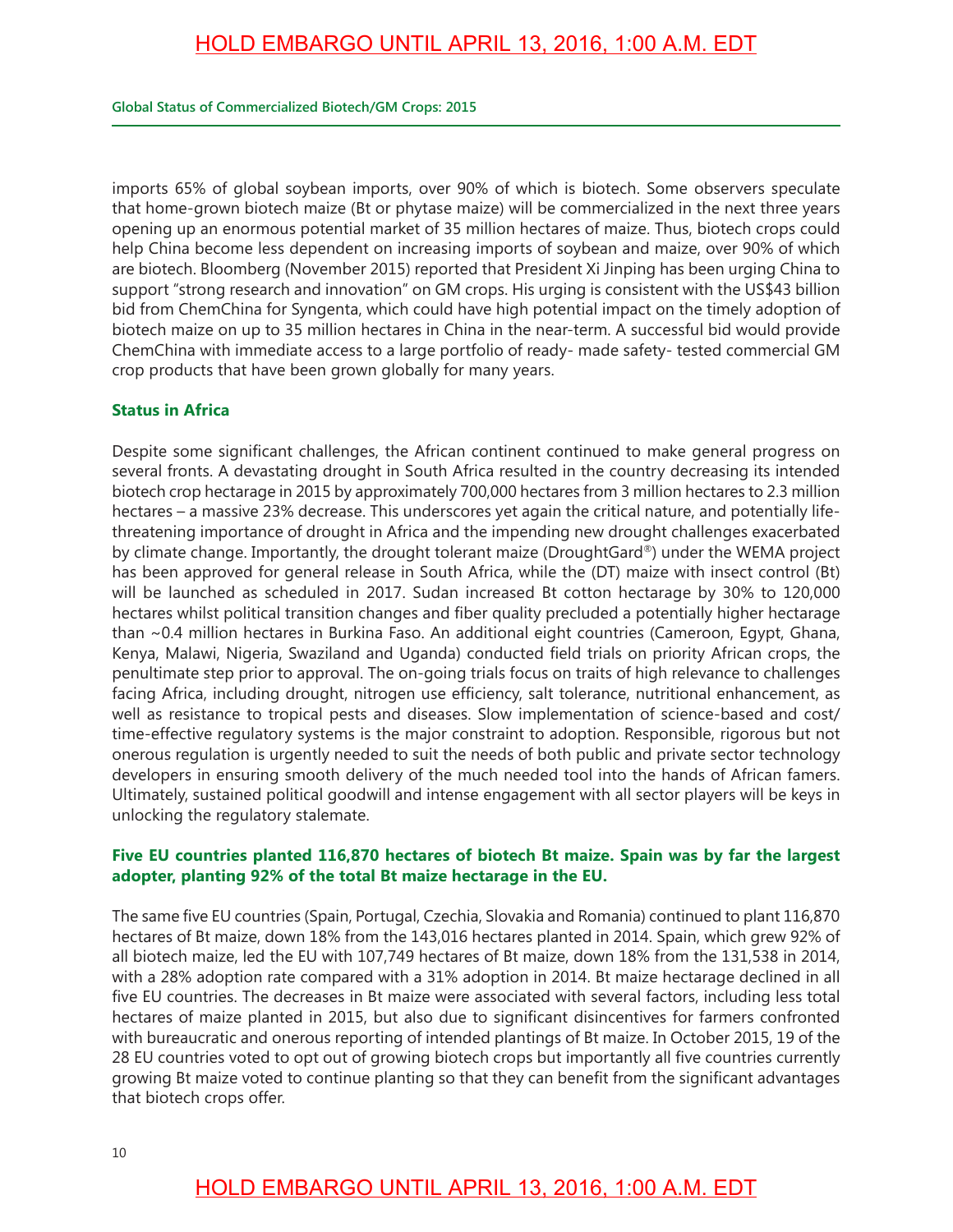imports 65% of global soybean imports, over 90% of which is biotech. Some observers speculate that home-grown biotech maize (Bt or phytase maize) will be commercialized in the next three years opening up an enormous potential market of 35 million hectares of maize. Thus, biotech crops could help China become less dependent on increasing imports of soybean and maize, over 90% of which are biotech. Bloomberg (November 2015) reported that President Xi Jinping has been urging China to support "strong research and innovation" on GM crops. His urging is consistent with the US$43 billion bid from ChemChina for Syngenta, which could have high potential impact on the timely adoption of biotech maize on up to 35 million hectares in China in the near-term. A successful bid would provide ChemChina with immediate access to a large portfolio of ready- made safety- tested commercial GM crop products that have been grown globally for many years.

## Status in Africa

Despite some significant challenges, the African continent continued to make general progress on several fronts. A devastating drought in South Africa resulted in the country decreasing its intended biotech crop hectarage in 2015 by approximately 700,000 hectares from 3 million hectares to 2.3 million hectares – a massive 23% decrease. This underscores yet again the critical nature, and potentially life-threatening importance of drought in Africa and the impending new drought challenges exacerbated by climate change. Importantly, the drought tolerant maize (DroughtGard®) under the WEMA project has been approved for general release in South Africa, while the (DT) maize with insect control (Bt) will be launched as scheduled in 2017. Sudan increased Bt cotton hectarage by 30% to 120,000 hectares whilst political transition changes and fiber quality precluded a potentially higher hectarage than ~0.4 million hectares in Burkina Faso. An additional eight countries (Cameroon, Egypt, Ghana, Kenya, Malawi, Nigeria, Swaziland and Uganda) conducted field trials on priority African crops, the penultimate step prior to approval. The on-going trials focus on traits of high relevance to challenges facing Africa, including drought, nitrogen use efficiency, salt tolerance, nutritional enhancement, as well as resistance to tropical pests and diseases. Slow implementation of science-based and cost/ time-effective regulatory systems is the major constraint to adoption. Responsible, rigorous but not onerous regulation is urgently needed to suit the needs of both public and private sector technology developers in ensuring smooth delivery of the much needed tool into the hands of African famers. Ultimately, sustained political goodwill and intense engagement with all sector players will be keys in unlocking the regulatory stalemate.

## Five EU countries planted 116,870 hectares of biotech Bt maize. Spain was by far the largest adopter, planting 92% of the total Bt maize hectarage in the EU.

The same five EU countries (Spain, Portugal, Czechia, Slovakia and Romania) continued to plant 116,870 hectares of Bt maize, down 18% from the 143,016 hectares planted in 2014. Spain, which grew 92% of all biotech maize, led the EU with 107,749 hectares of Bt maize, down 18% from the 131,538 in 2014, with a 28% adoption rate compared with a 31% adoption in 2014. Bt maize hectarage declined in all five EU countries. The decreases in Bt maize were associated with several factors, including less total hectares of maize planted in 2015, but also due to significant disincentives for farmers confronted with bureaucratic and onerous reporting of intended plantings of Bt maize. In October 2015, 19 of the 28 EU countries voted to opt out of growing biotech crops but importantly all five countries currently growing Bt maize voted to continue planting so that they can benefit from the significant advantages that biotech crops offer.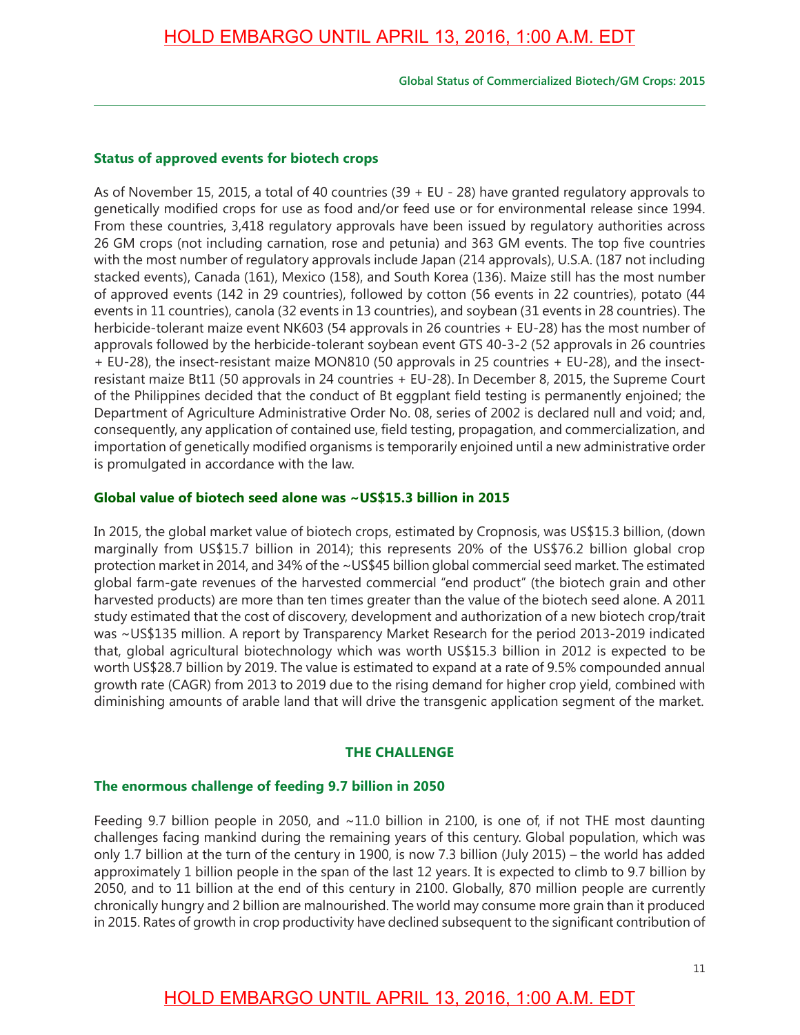### Status of approved events for biotech crops

As of November 15, 2015, a total of 40 countries (39 + EU - 28) have granted regulatory approvals to genetically modified crops for use as food and/or feed use or for environmental release since 1994. From these countries, 3,418 regulatory approvals have been issued by regulatory authorities across 26 GM crops (not including carnation, rose and petunia) and 363 GM events. The top five countries with the most number of regulatory approvals include Japan (214 approvals), U.S.A. (187 not including stacked events), Canada (161), Mexico (158), and South Korea (136). Maize still has the most number of approved events (142 in 29 countries), followed by cotton (56 events in 22 countries), potato (44 events in 11 countries), canola (32 events in 13 countries), and soybean (31 events in 28 countries). The herbicide-tolerant maize event NK603 (54 approvals in 26 countries + EU-28) has the most number of approvals followed by the herbicide-tolerant soybean event GTS 40-3-2 (52 approvals in 26 countries + EU-28), the insect-resistant maize MON810 (50 approvals in 25 countries + EU-28), and the insect-resistant maize Bt11 (50 approvals in 24 countries + EU-28). In December 8, 2015, the Supreme Court of the Philippines decided that the conduct of Bt eggplant field testing is permanently enjoined; the Department of Agriculture Administrative Order No. 08, series of 2002 is declared null and void; and, consequently, any application of contained use, field testing, propagation, and commercialization, and importation of genetically modified organisms is temporarily enjoined until a new administrative order is promulgated in accordance with the law.

### Global value of biotech seed alone was ~US$15.3 billion in 2015

In 2015, the global market value of biotech crops, estimated by Cropnosis, was US$15.3 billion, (down marginally from US$15.7 billion in 2014); this represents 20% of the US$76.2 billion global crop protection market in 2014, and 34% of the ~US$45 billion global commercial seed market. The estimated global farm-gate revenues of the harvested commercial "end product" (the biotech grain and other harvested products) are more than ten times greater than the value of the biotech seed alone. A 2011 study estimated that the cost of discovery, development and authorization of a new biotech crop/trait was ~US$135 million. A report by Transparency Market Research for the period 2013-2019 indicated that, global agricultural biotechnology which was worth US$15.3 billion in 2012 is expected to be worth US$28.7 billion by 2019. The value is estimated to expand at a rate of 9.5% compounded annual growth rate (CAGR) from 2013 to 2019 due to the rising demand for higher crop yield, combined with diminishing amounts of arable land that will drive the transgenic application segment of the market.

## THE CHALLENGE

### The enormous challenge of feeding 9.7 billion in 2050

Feeding 9.7 billion people in 2050, and ~11.0 billion in 2100, is one of, if not THE most daunting challenges facing mankind during the remaining years of this century. Global population, which was only 1.7 billion at the turn of the century in 1900, is now 7.3 billion (July 2015) – the world has added approximately 1 billion people in the span of the last 12 years. It is expected to climb to 9.7 billion by 2050, and to 11 billion at the end of this century in 2100. Globally, 870 million people are currently chronically hungry and 2 billion are malnourished. The world may consume more grain than it produced in 2015. Rates of growth in crop productivity have declined subsequent to the significant contribution of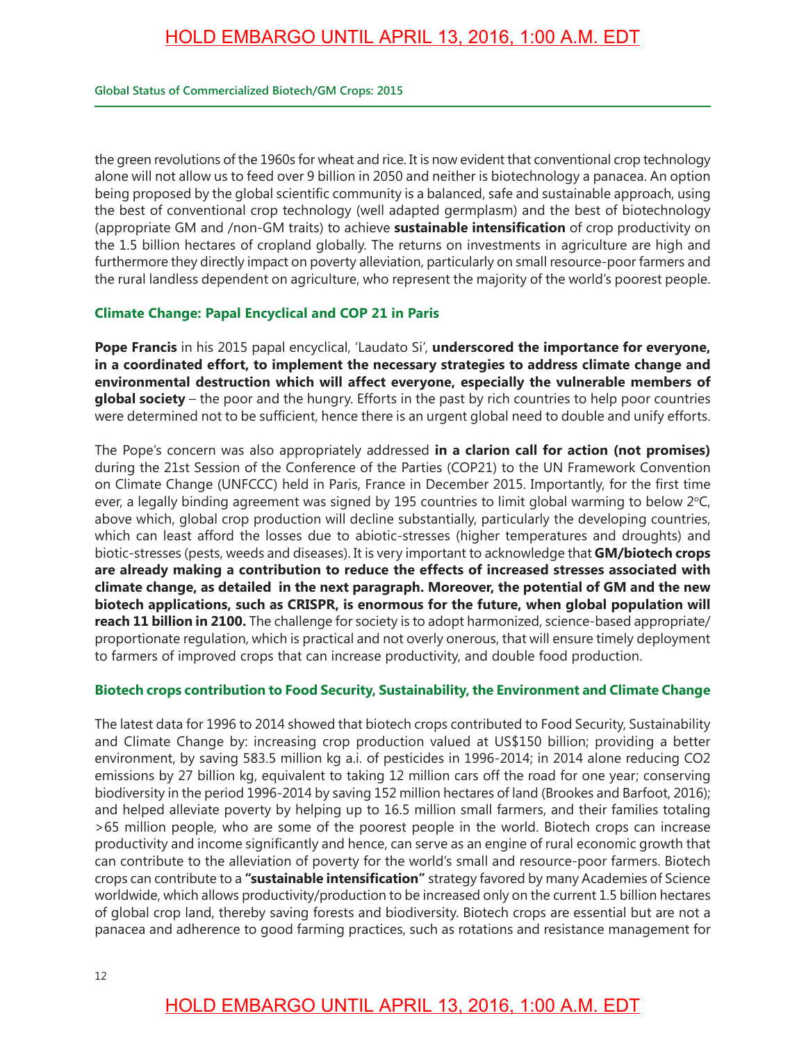the green revolutions of the 1960s for wheat and rice. It is now evident that conventional crop technology alone will not allow us to feed over 9 billion in 2050 and neither is biotechnology a panacea. An option being proposed by the global scientific community is a balanced, safe and sustainable approach, using the best of conventional crop technology (well adapted germplasm) and the best of biotechnology (appropriate GM and /non-GM traits) to achieve **sustainable intensification** of crop productivity on the 1.5 billion hectares of cropland globally. The returns on investments in agriculture are high and furthermore they directly impact on poverty alleviation, particularly on small resource-poor farmers and the rural landless dependent on agriculture, who represent the majority of the world's poorest people.

### Climate Change: Papal Encyclical and COP 21 in Paris

**Pope Francis** in his 2015 papal encyclical, 'Laudato Si', **underscored the importance for everyone, in a coordinated effort, to implement the necessary strategies to address climate change and environmental destruction which will affect everyone, especially the vulnerable members of global society** – the poor and the hungry. Efforts in the past by rich countries to help poor countries were determined not to be sufficient, hence there is an urgent global need to double and unify efforts.

The Pope's concern was also appropriately addressed **in a clarion call for action (not promises)** during the 21st Session of the Conference of the Parties (COP21) to the UN Framework Convention on Climate Change (UNFCCC) held in Paris, France in December 2015. Importantly, for the first time ever, a legally binding agreement was signed by 195 countries to limit global warming to below 2°C, above which, global crop production will decline substantially, particularly the developing countries, which can least afford the losses due to abiotic-stresses (higher temperatures and droughts) and biotic-stresses (pests, weeds and diseases). It is very important to acknowledge that **GM/biotech crops are already making a contribution to reduce the effects of increased stresses associated with climate change, as detailed in the next paragraph. Moreover, the potential of GM and the new biotech applications, such as CRISPR, is enormous for the future, when global population will reach 11 billion in 2100.** The challenge for society is to adopt harmonized, science-based appropriate/proportionate regulation, which is practical and not overly onerous, that will ensure timely deployment to farmers of improved crops that can increase productivity, and double food production.

### Biotech crops contribution to Food Security, Sustainability, the Environment and Climate Change

The latest data for 1996 to 2014 showed that biotech crops contributed to Food Security, Sustainability and Climate Change by: increasing crop production valued at US$150 billion; providing a better environment, by saving 583.5 million kg a.i. of pesticides in 1996-2014; in 2014 alone reducing $CO_2$ emissions by 27 billion kg, equivalent to taking 12 million cars off the road for one year; conserving biodiversity in the period 1996-2014 by saving 152 million hectares of land (Brookes and Barfoot, 2016); and helped alleviate poverty by helping up to 16.5 million small farmers, and their families totaling >65 million people, who are some of the poorest people in the world. Biotech crops can increase productivity and income significantly and hence, can serve as an engine of rural economic growth that can contribute to the alleviation of poverty for the world's small and resource-poor farmers. Biotech crops can contribute to a **"sustainable intensification"** strategy favored by many Academies of Science worldwide, which allows productivity/production to be increased only on the current 1.5 billion hectares of global crop land, thereby saving forests and biodiversity. Biotech crops are essential but are not a panacea and adherence to good farming practices, such as rotations and resistance management for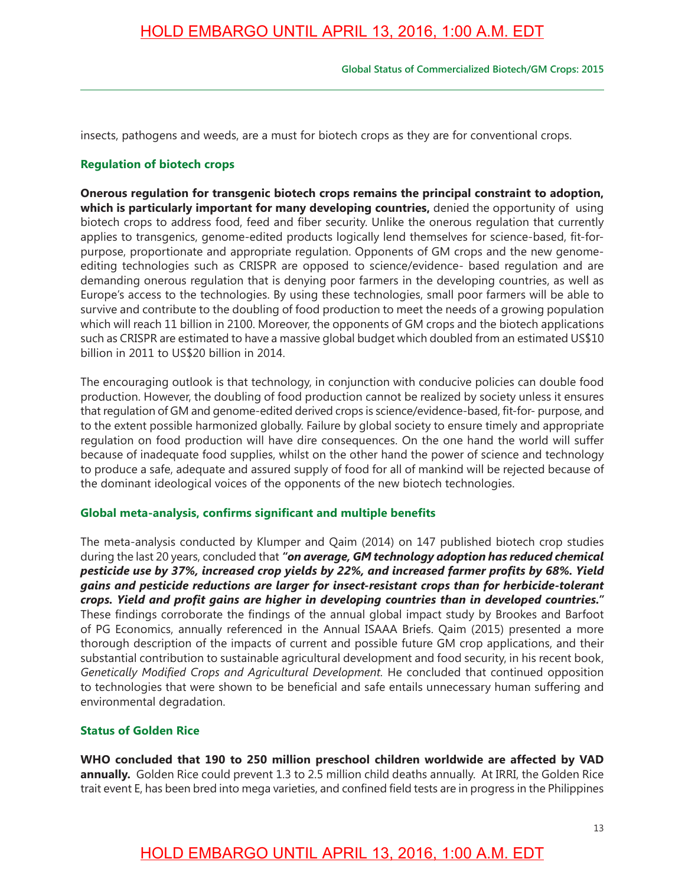insects, pathogens and weeds, are a must for biotech crops as they are for conventional crops.

### Regulation of biotech crops

**Onerous regulation for transgenic biotech crops remains the principal constraint to adoption, which is particularly important for many developing countries,** denied the opportunity of using biotech crops to address food, feed and fiber security. Unlike the onerous regulation that currently applies to transgenics, genome-edited products logically lend themselves for science-based, fit-for-purpose, proportionate and appropriate regulation. Opponents of GM crops and the new genome-editing technologies such as CRISPR are opposed to science/evidence- based regulation and are demanding onerous regulation that is denying poor farmers in the developing countries, as well as Europe's access to the technologies. By using these technologies, small poor farmers will be able to survive and contribute to the doubling of food production to meet the needs of a growing population which will reach 11 billion in 2100. Moreover, the opponents of GM crops and the biotech applications such as CRISPR are estimated to have a massive global budget which doubled from an estimated US$10 billion in 2011 to US$20 billion in 2014.

The encouraging outlook is that technology, in conjunction with conducive policies can double food production. However, the doubling of food production cannot be realized by society unless it ensures that regulation of GM and genome-edited derived crops is science/evidence-based, fit-for- purpose, and to the extent possible harmonized globally. Failure by global society to ensure timely and appropriate regulation on food production will have dire consequences. On the one hand the world will suffer because of inadequate food supplies, whilst on the other hand the power of science and technology to produce a safe, adequate and assured supply of food for all of mankind will be rejected because of the dominant ideological voices of the opponents of the new biotech technologies.

### Global meta-analysis, confirms significant and multiple benefits

The meta-analysis conducted by Klumper and Qaim (2014) on 147 published biotech crop studies during the last 20 years, concluded that ***"on average, GM technology adoption has reduced chemical pesticide use by 37%, increased crop yields by 22%, and increased farmer profits by 68%. Yield gains and pesticide reductions are larger for insect-resistant crops than for herbicide-tolerant crops. Yield and profit gains are higher in developing countries than in developed countries."*** These findings corroborate the findings of the annual global impact study by Brookes and Barfoot of PG Economics, annually referenced in the Annual ISAAA Briefs. Qaim (2015) presented a more thorough description of the impacts of current and possible future GM crop applications, and their substantial contribution to sustainable agricultural development and food security, in his recent book, *Genetically Modified Crops and Agricultural Development*. He concluded that continued opposition to technologies that were shown to be beneficial and safe entails unnecessary human suffering and environmental degradation.

### Status of Golden Rice

**WHO concluded that 190 to 250 million preschool children worldwide are affected by VAD annually.** Golden Rice could prevent 1.3 to 2.5 million child deaths annually. At IRRI, the Golden Rice trait event E, has been bred into mega varieties, and confined field tests are in progress in the Philippines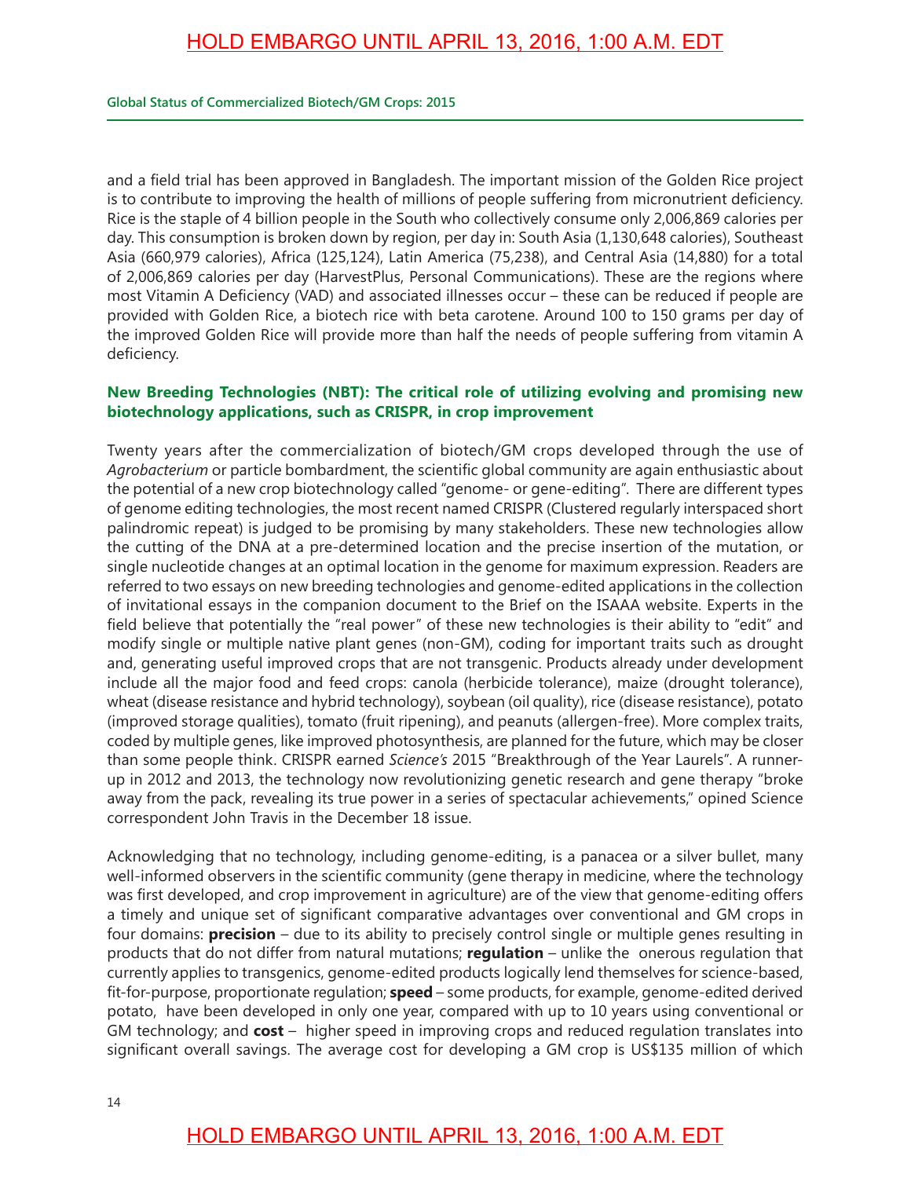and a field trial has been approved in Bangladesh. The important mission of the Golden Rice project is to contribute to improving the health of millions of people suffering from micronutrient deficiency. Rice is the staple of 4 billion people in the South who collectively consume only 2,006,869 calories per day. This consumption is broken down by region, per day in: South Asia (1,130,648 calories), Southeast Asia (660,979 calories), Africa (125,124), Latin America (75,238), and Central Asia (14,880) for a total of 2,006,869 calories per day (HarvestPlus, Personal Communications). These are the regions where most Vitamin A Deficiency (VAD) and associated illnesses occur – these can be reduced if people are provided with Golden Rice, a biotech rice with beta carotene. Around 100 to 150 grams per day of the improved Golden Rice will provide more than half the needs of people suffering from vitamin A deficiency.

### New Breeding Technologies (NBT): The critical role of utilizing evolving and promising new biotechnology applications, such as CRISPR, in crop improvement

Twenty years after the commercialization of biotech/GM crops developed through the use of *Agrobacterium* or particle bombardment, the scientific global community are again enthusiastic about the potential of a new crop biotechnology called "genome- or gene-editing". There are different types of genome editing technologies, the most recent named CRISPR (Clustered regularly interspaced short palindromic repeat) is judged to be promising by many stakeholders. These new technologies allow the cutting of the DNA at a pre-determined location and the precise insertion of the mutation, or single nucleotide changes at an optimal location in the genome for maximum expression. Readers are referred to two essays on new breeding technologies and genome-edited applications in the collection of invitational essays in the companion document to the Brief on the ISAAA website. Experts in the field believe that potentially the "real power" of these new technologies is their ability to "edit" and modify single or multiple native plant genes (non-GM), coding for important traits such as drought and, generating useful improved crops that are not transgenic. Products already under development include all the major food and feed crops: canola (herbicide tolerance), maize (drought tolerance), wheat (disease resistance and hybrid technology), soybean (oil quality), rice (disease resistance), potato (improved storage qualities), tomato (fruit ripening), and peanuts (allergen-free). More complex traits, coded by multiple genes, like improved photosynthesis, are planned for the future, which may be closer than some people think. CRISPR earned *Science's* 2015 "Breakthrough of the Year Laurels". A runner-up in 2012 and 2013, the technology now revolutionizing genetic research and gene therapy "broke away from the pack, revealing its true power in a series of spectacular achievements," opined Science correspondent John Travis in the December 18 issue.

Acknowledging that no technology, including genome-editing, is a panacea or a silver bullet, many well-informed observers in the scientific community (gene therapy in medicine, where the technology was first developed, and crop improvement in agriculture) are of the view that genome-editing offers a timely and unique set of significant comparative advantages over conventional and GM crops in four domains: **precision** – due to its ability to precisely control single or multiple genes resulting in products that do not differ from natural mutations; **regulation** – unlike the onerous regulation that currently applies to transgenics, genome-edited products logically lend themselves for science-based, fit-for-purpose, proportionate regulation; **speed** – some products, for example, genome-edited derived potato, have been developed in only one year, compared with up to 10 years using conventional or GM technology; and **cost** – higher speed in improving crops and reduced regulation translates into significant overall savings. The average cost for developing a GM crop is US$135 million of which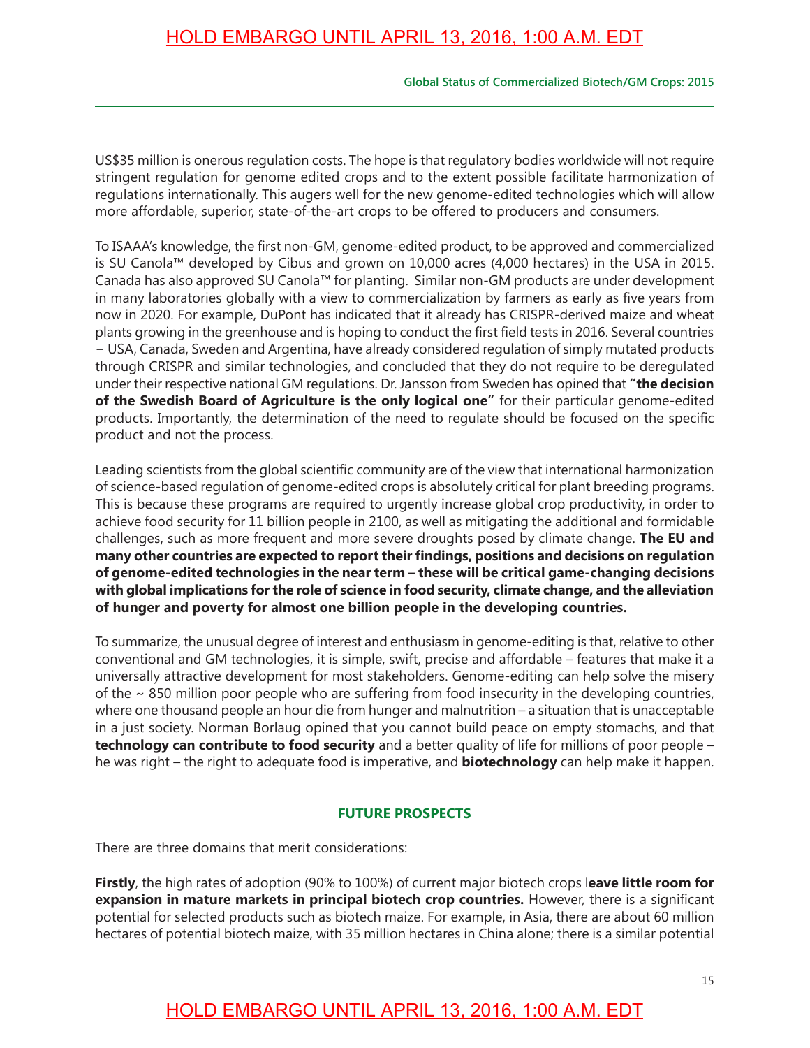US$35 million is onerous regulation costs. The hope is that regulatory bodies worldwide will not require stringent regulation for genome edited crops and to the extent possible facilitate harmonization of regulations internationally. This augers well for the new genome-edited technologies which will allow more affordable, superior, state-of-the-art crops to be offered to producers and consumers.

To ISAAA's knowledge, the first non-GM, genome-edited product, to be approved and commercialized is SU Canola™ developed by Cibus and grown on 10,000 acres (4,000 hectares) in the USA in 2015. Canada has also approved SU Canola™ for planting. Similar non-GM products are under development in many laboratories globally with a view to commercialization by farmers as early as five years from now in 2020. For example, DuPont has indicated that it already has CRISPR-derived maize and wheat plants growing in the greenhouse and is hoping to conduct the first field tests in 2016. Several countries – USA, Canada, Sweden and Argentina, have already considered regulation of simply mutated products through CRISPR and similar technologies, and concluded that they do not require to be deregulated under their respective national GM regulations. Dr. Jansson from Sweden has opined that **"the decision of the Swedish Board of Agriculture is the only logical one"** for their particular genome-edited products. Importantly, the determination of the need to regulate should be focused on the specific product and not the process.

Leading scientists from the global scientific community are of the view that international harmonization of science-based regulation of genome-edited crops is absolutely critical for plant breeding programs. This is because these programs are required to urgently increase global crop productivity, in order to achieve food security for 11 billion people in 2100, as well as mitigating the additional and formidable challenges, such as more frequent and more severe droughts posed by climate change. **The EU and many other countries are expected to report their findings, positions and decisions on regulation of genome-edited technologies in the near term – these will be critical game-changing decisions with global implications for the role of science in food security, climate change, and the alleviation of hunger and poverty for almost one billion people in the developing countries.**

To summarize, the unusual degree of interest and enthusiasm in genome-editing is that, relative to other conventional and GM technologies, it is simple, swift, precise and affordable – features that make it a universally attractive development for most stakeholders. Genome-editing can help solve the misery of the ~ 850 million poor people who are suffering from food insecurity in the developing countries, where one thousand people an hour die from hunger and malnutrition – a situation that is unacceptable in a just society. Norman Borlaug opined that you cannot build peace on empty stomachs, and that **technology can contribute to food security** and a better quality of life for millions of poor people – he was right – the right to adequate food is imperative, and **biotechnology** can help make it happen.

## FUTURE PROSPECTS

There are three domains that merit considerations:

**Firstly**, the high rates of adoption (90% to 100%) of current major biotech crops l**eave little room for expansion in mature markets in principal biotech crop countries.** However, there is a significant potential for selected products such as biotech maize. For example, in Asia, there are about 60 million hectares of potential biotech maize, with 35 million hectares in China alone; there is a similar potential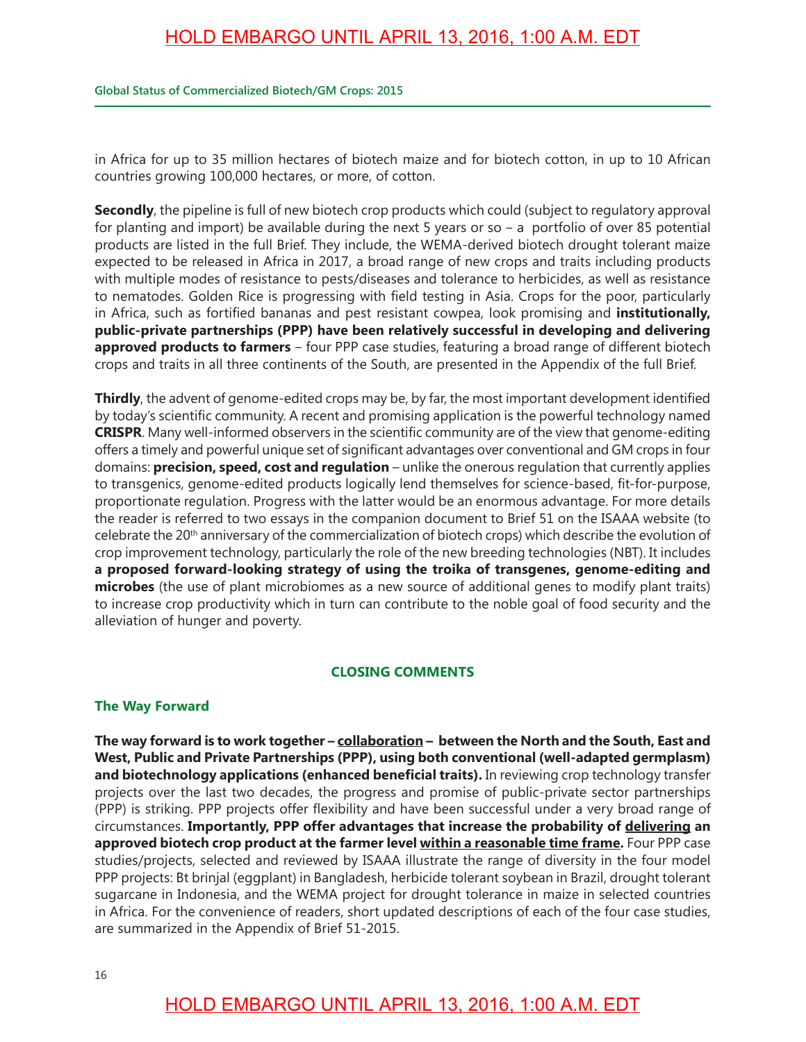in Africa for up to 35 million hectares of biotech maize and for biotech cotton, in up to 10 African countries growing 100,000 hectares, or more, of cotton.

**Secondly**, the pipeline is full of new biotech crop products which could (subject to regulatory approval for planting and import) be available during the next 5 years or so – a portfolio of over 85 potential products are listed in the full Brief. They include, the WEMA-derived biotech drought tolerant maize expected to be released in Africa in 2017, a broad range of new crops and traits including products with multiple modes of resistance to pests/diseases and tolerance to herbicides, as well as resistance to nematodes. Golden Rice is progressing with field testing in Asia. Crops for the poor, particularly in Africa, such as fortified bananas and pest resistant cowpea, look promising and **institutionally, public-private partnerships (PPP) have been relatively successful in developing and delivering approved products to farmers** – four PPP case studies, featuring a broad range of different biotech crops and traits in all three continents of the South, are presented in the Appendix of the full Brief.

**Thirdly**, the advent of genome-edited crops may be, by far, the most important development identified by today's scientific community. A recent and promising application is the powerful technology named **CRISPR**. Many well-informed observers in the scientific community are of the view that genome-editing offers a timely and powerful unique set of significant advantages over conventional and GM crops in four domains: **precision, speed, cost and regulation** – unlike the onerous regulation that currently applies to transgenics, genome-edited products logically lend themselves for science-based, fit-for-purpose, proportionate regulation. Progress with the latter would be an enormous advantage. For more details the reader is referred to two essays in the companion document to Brief 51 on the ISAAA website (to celebrate the 20th anniversary of the commercialization of biotech crops) which describe the evolution of crop improvement technology, particularly the role of the new breeding technologies (NBT). It includes **a proposed forward-looking strategy of using the troika of transgenes, genome-editing and microbes** (the use of plant microbiomes as a new source of additional genes to modify plant traits) to increase crop productivity which in turn can contribute to the noble goal of food security and the alleviation of hunger and poverty.

## CLOSING COMMENTS

### The Way Forward

**The way forward is to work together – collaboration – between the North and the South, East and West, Public and Private Partnerships (PPP), using both conventional (well-adapted germplasm) and biotechnology applications (enhanced beneficial traits).** In reviewing crop technology transfer projects over the last two decades, the progress and promise of public-private sector partnerships (PPP) is striking. PPP projects offer flexibility and have been successful under a very broad range of circumstances. **Importantly, PPP offer advantages that increase the probability of delivering an approved biotech crop product at the farmer level within a reasonable time frame.** Four PPP case studies/projects, selected and reviewed by ISAAA illustrate the range of diversity in the four model PPP projects: Bt brinjal (eggplant) in Bangladesh, herbicide tolerant soybean in Brazil, drought tolerant sugarcane in Indonesia, and the WEMA project for drought tolerance in maize in selected countries in Africa. For the convenience of readers, short updated descriptions of each of the four case studies, are summarized in the Appendix of Brief 51-2015.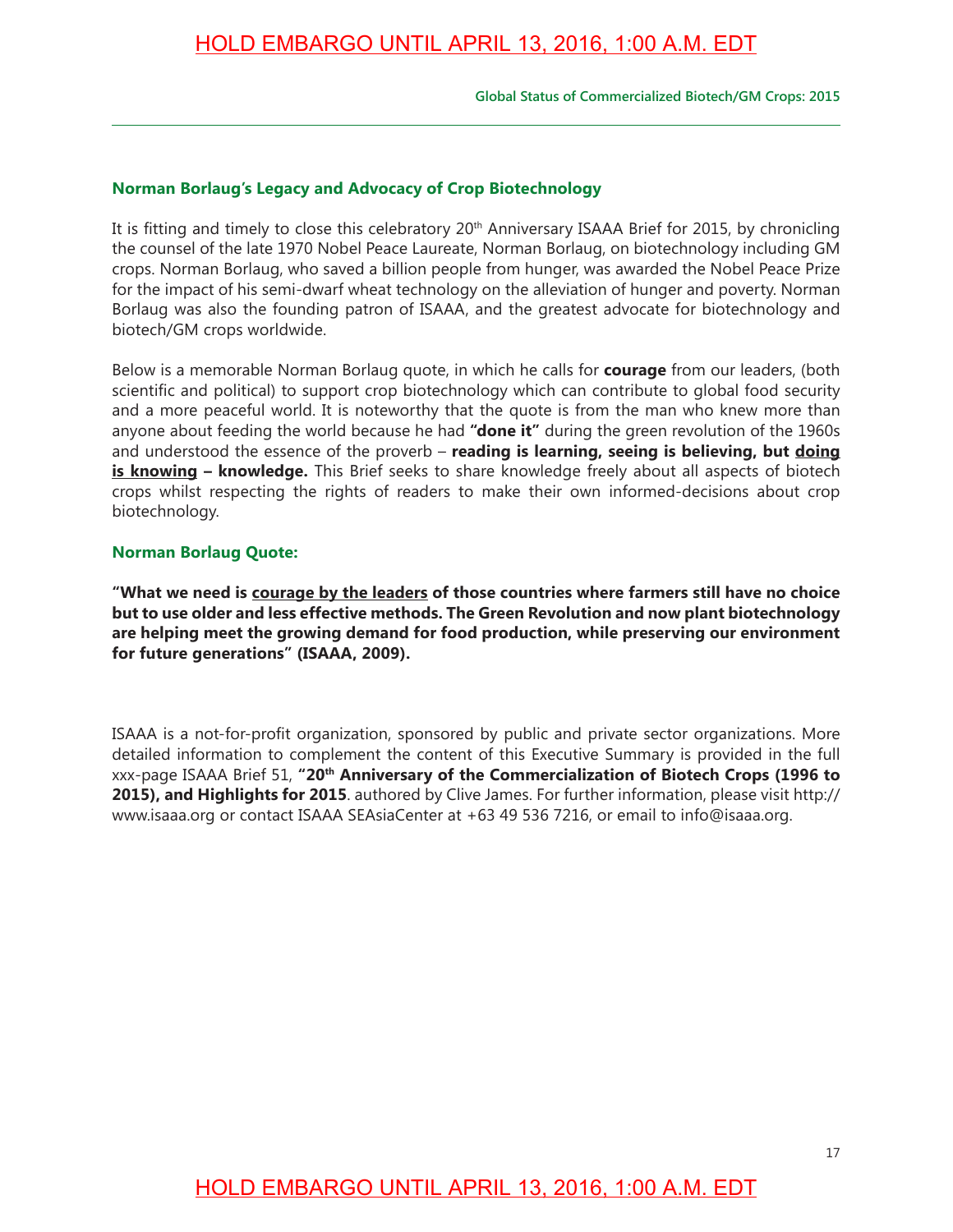## Norman Borlaug's Legacy and Advocacy of Crop Biotechnology

It is fitting and timely to close this celebratory 20th Anniversary ISAAA Brief for 2015, by chronicling the counsel of the late 1970 Nobel Peace Laureate, Norman Borlaug, on biotechnology including GM crops. Norman Borlaug, who saved a billion people from hunger, was awarded the Nobel Peace Prize for the impact of his semi-dwarf wheat technology on the alleviation of hunger and poverty. Norman Borlaug was also the founding patron of ISAAA, and the greatest advocate for biotechnology and biotech/GM crops worldwide.

Below is a memorable Norman Borlaug quote, in which he calls for **courage** from our leaders, (both scientific and political) to support crop biotechnology which can contribute to global food security and a more peaceful world. It is noteworthy that the quote is from the man who knew more than anyone about feeding the world because he had **"done it"** during the green revolution of the 1960s and understood the essence of the proverb – **reading is learning, seeing is believing, but <u>doing is knowing</u> – knowledge.** This Brief seeks to share knowledge freely about all aspects of biotech crops whilst respecting the rights of readers to make their own informed-decisions about crop biotechnology.

### Norman Borlaug Quote:

**"What we need is <u>courage by the leaders</u> of those countries where farmers still have no choice but to use older and less effective methods. The Green Revolution and now plant biotechnology are helping meet the growing demand for food production, while preserving our environment for future generations" (ISAAA, 2009).**

ISAAA is a not-for-profit organization, sponsored by public and private sector organizations. More detailed information to complement the content of this Executive Summary is provided in the full xxx-page ISAAA Brief 51, **"20th Anniversary of the Commercialization of Biotech Crops (1996 to 2015), and Highlights for 2015**. authored by Clive James. For further information, please visit http://www.isaaa.org or contact ISAAA SEAsiaCenter at +63 49 536 7216, or email to info@isaaa.org.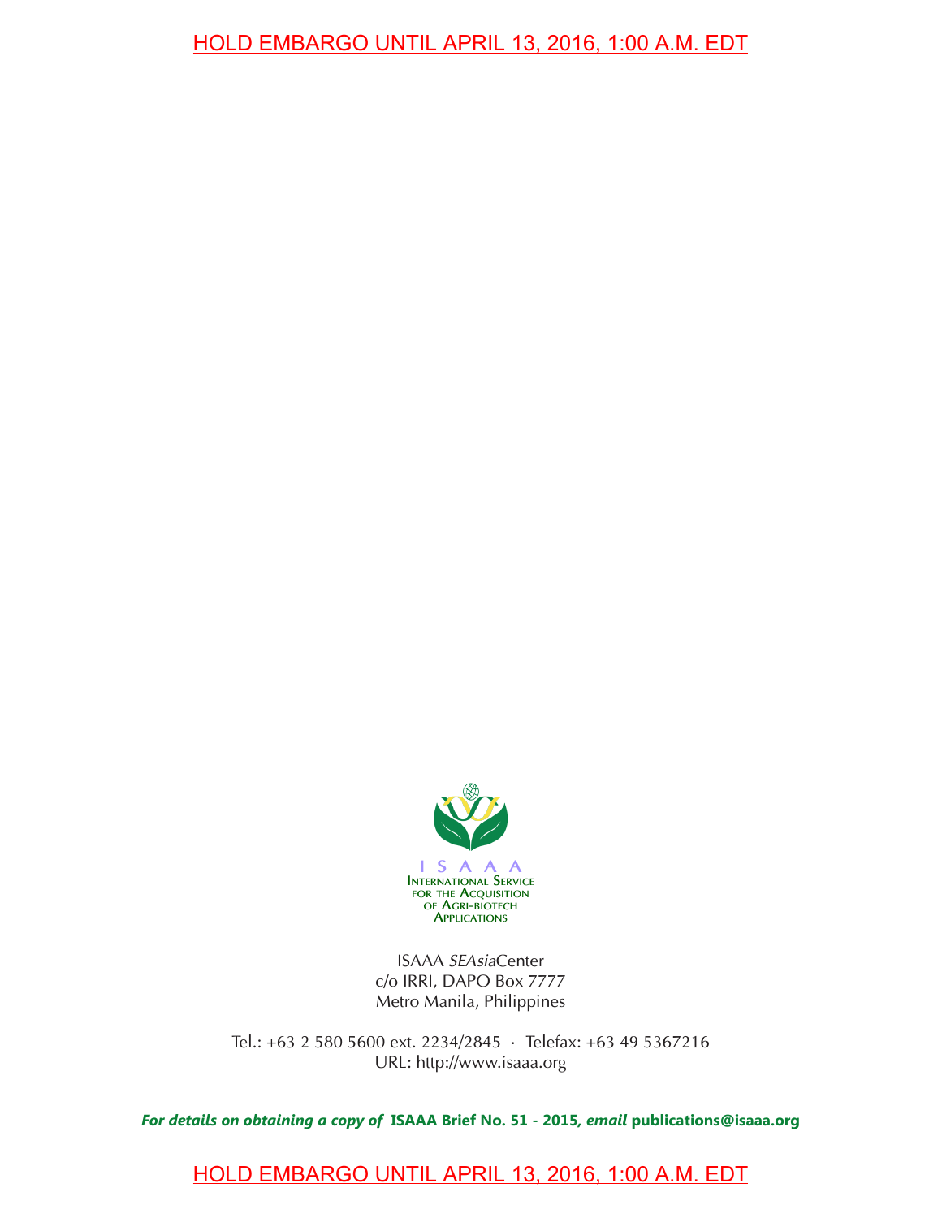HOLD EMBARGO UNTIL APRIL 13, 2016, 1:00 A.M. EDT

I S A A A
INTERNATIONAL SERVICE
FOR THE ACQUISITION
OF AGRI-BIOTECH
APPLICATIONS

ISAAA *SEAsia*Center
c/o IRRI, DAPO Box 7777
Metro Manila, Philippines

Tel.: +63 2 580 5600 ext. 2234/2845 · Telefax: +63 49 5367216
URL: http://www.isaaa.org

***For details on obtaining a copy of* ISAAA Brief No. 51 - 2015*, email* publications@isaaa.org**

HOLD EMBARGO UNTIL APRIL 13, 2016, 1:00 A.M. EDT